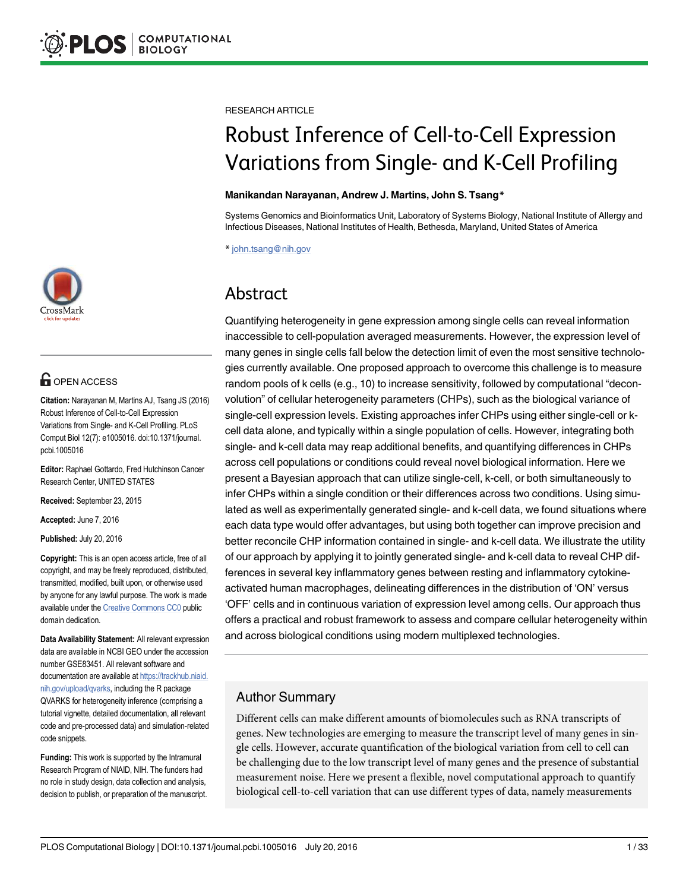RESEARCH ARTICLE

# Robust Inference of Cell-to-Cell Expression Variations from Single- and K-Cell Profiling

**Manikandan Narayanan, Andrew J. Martins, John S. Tsang***

Systems Genomics and Bioinformatics Unit, Laboratory of Systems Biology, National Institute of Allergy and Infectious Diseases, National Institutes of Health, Bethesda, Maryland, United States of America

* john.tsang@nih.gov

OPEN ACCESS

**Citation:** Narayanan M, Martins AJ, Tsang JS (2016) Robust Inference of Cell-to-Cell Expression Variations from Single- and K-Cell Profiling. PLoS Comput Biol 12(7): e1005016. doi:10.1371/journal.pcbi.1005016

**Editor:** Raphael Gottardo, Fred Hutchinson Cancer Research Center, UNITED STATES

**Received:** September 23, 2015

**Accepted:** June 7, 2016

**Published:** July 20, 2016

**Copyright:** This is an open access article, free of all copyright, and may be freely reproduced, distributed, transmitted, modified, built upon, or otherwise used by anyone for any lawful purpose. The work is made available under the Creative Commons CC0 public domain dedication.

**Data Availability Statement:** All relevant expression data are available in NCBI GEO under the accession number GSE83451. All relevant software and documentation are available at https://trackhub.niaid.nih.gov/upload/qvarks, including the R package QVARKS for heterogeneity inference (comprising a tutorial vignette, detailed documentation, all relevant code and pre-processed data) and simulation-related code snippets.

**Funding:** This work is supported by the Intramural Research Program of NIAID, NIH. The funders had no role in study design, data collection and analysis, decision to publish, or preparation of the manuscript.

## Abstract

Quantifying heterogeneity in gene expression among single cells can reveal information inaccessible to cell-population averaged measurements. However, the expression level of many genes in single cells fall below the detection limit of even the most sensitive technologies currently available. One proposed approach to overcome this challenge is to measure random pools of k cells (e.g., 10) to increase sensitivity, followed by computational "deconvolution" of cellular heterogeneity parameters (CHPs), such as the biological variance of single-cell expression levels. Existing approaches infer CHPs using either single-cell or k-cell data alone, and typically within a single population of cells. However, integrating both single- and k-cell data may reap additional benefits, and quantifying differences in CHPs across cell populations or conditions could reveal novel biological information. Here we present a Bayesian approach that can utilize single-cell, k-cell, or both simultaneously to infer CHPs within a single condition or their differences across two conditions. Using simulated as well as experimentally generated single- and k-cell data, we found situations where each data type would offer advantages, but using both together can improve precision and better reconcile CHP information contained in single- and k-cell data. We illustrate the utility of our approach by applying it to jointly generated single- and k-cell data to reveal CHP differences in several key inflammatory genes between resting and inflammatory cytokine-activated human macrophages, delineating differences in the distribution of 'ON' versus 'OFF' cells and in continuous variation of expression level among cells. Our approach thus offers a practical and robust framework to assess and compare cellular heterogeneity within and across biological conditions using modern multiplexed technologies.

## Author Summary

Different cells can make different amounts of biomolecules such as RNA transcripts of genes. New technologies are emerging to measure the transcript level of many genes in single cells. However, accurate quantification of the biological variation from cell to cell can be challenging due to the low transcript level of many genes and the presence of substantial measurement noise. Here we present a flexible, novel computational approach to quantify biological cell-to-cell variation that can use different types of data, namely measurements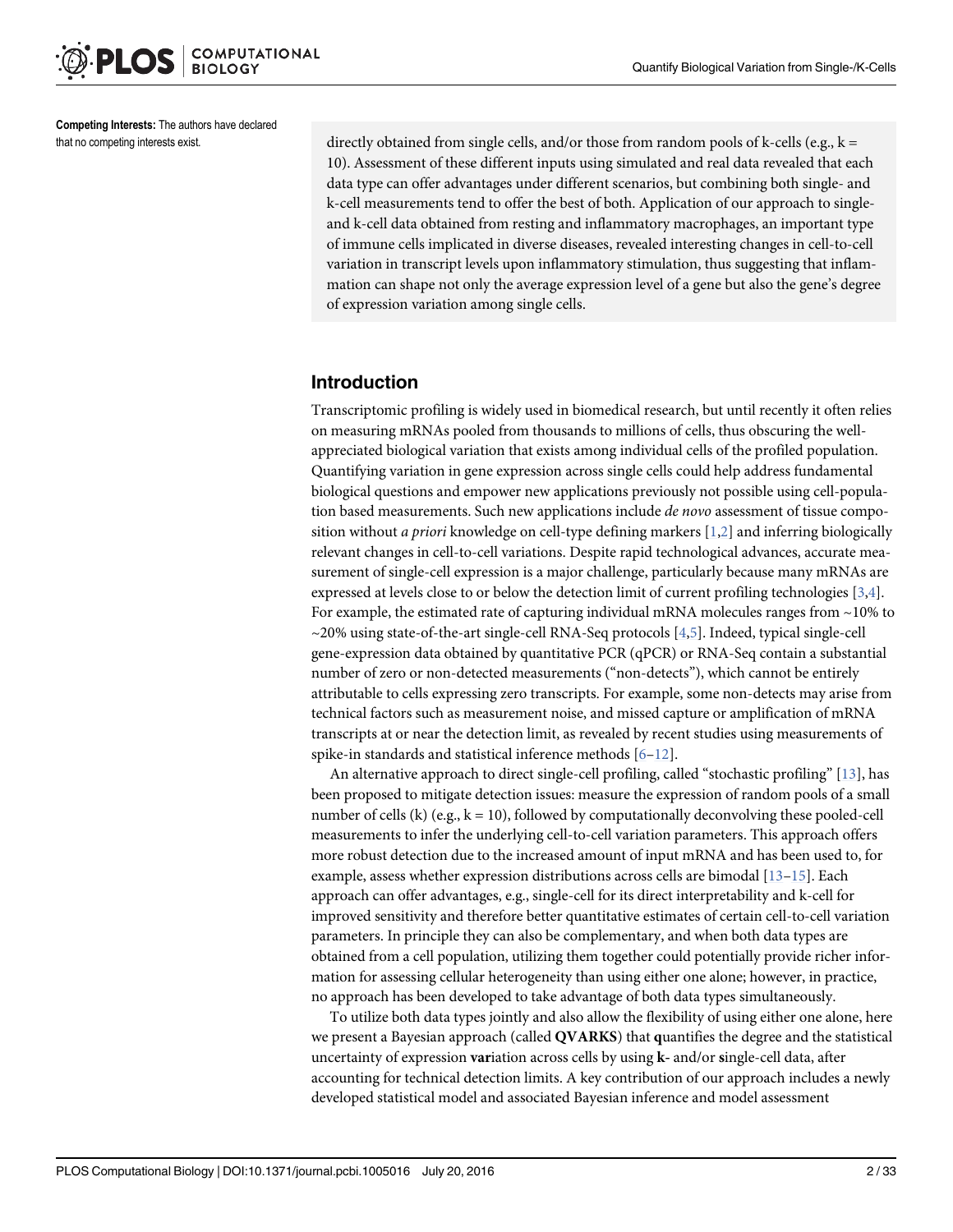**Competing Interests:** The authors have declared that no competing interests exist.

directly obtained from single cells, and/or those from random pools of k-cells (e.g., k = 10). Assessment of these different inputs using simulated and real data revealed that each data type can offer advantages under different scenarios, but combining both single- and k-cell measurements tend to offer the best of both. Application of our approach to single- and k-cell data obtained from resting and inflammatory macrophages, an important type of immune cells implicated in diverse diseases, revealed interesting changes in cell-to-cell variation in transcript levels upon inflammatory stimulation, thus suggesting that inflammation can shape not only the average expression level of a gene but also the gene's degree of expression variation among single cells.

## Introduction

Transcriptomic profiling is widely used in biomedical research, but until recently it often relies on measuring mRNAs pooled from thousands to millions of cells, thus obscuring the well-appreciated biological variation that exists among individual cells of the profiled population. Quantifying variation in gene expression across single cells could help address fundamental biological questions and empower new applications previously not possible using cell-population based measurements. Such new applications include *de novo* assessment of tissue composition without *a priori* knowledge on cell-type defining markers [1,2] and inferring biologically relevant changes in cell-to-cell variations. Despite rapid technological advances, accurate measurement of single-cell expression is a major challenge, particularly because many mRNAs are expressed at levels close to or below the detection limit of current profiling technologies [3,4]. For example, the estimated rate of capturing individual mRNA molecules ranges from ~10% to ~20% using state-of-the-art single-cell RNA-Seq protocols [4,5]. Indeed, typical single-cell gene-expression data obtained by quantitative PCR (qPCR) or RNA-Seq contain a substantial number of zero or non-detected measurements ("non-detects"), which cannot be entirely attributable to cells expressing zero transcripts. For example, some non-detects may arise from technical factors such as measurement noise, and missed capture or amplification of mRNA transcripts at or near the detection limit, as revealed by recent studies using measurements of spike-in standards and statistical inference methods [6–12].

An alternative approach to direct single-cell profiling, called "stochastic profiling" [13], has been proposed to mitigate detection issues: measure the expression of random pools of a small number of cells (k) (e.g., k = 10), followed by computationally deconvolving these pooled-cell measurements to infer the underlying cell-to-cell variation parameters. This approach offers more robust detection due to the increased amount of input mRNA and has been used to, for example, assess whether expression distributions across cells are bimodal [13–15]. Each approach can offer advantages, e.g., single-cell for its direct interpretability and k-cell for improved sensitivity and therefore better quantitative estimates of certain cell-to-cell variation parameters. In principle they can also be complementary, and when both data types are obtained from a cell population, utilizing them together could potentially provide richer information for assessing cellular heterogeneity than using either one alone; however, in practice, no approach has been developed to take advantage of both data types simultaneously.

To utilize both data types jointly and also allow the flexibility of using either one alone, here we present a Bayesian approach (called **QVARKS**) that **q**uantifies the degree and the statistical uncertainty of expression **var**iation across cells by using **k**- and/or **s**ingle-cell data, after accounting for technical detection limits. A key contribution of our approach includes a newly developed statistical model and associated Bayesian inference and model assessment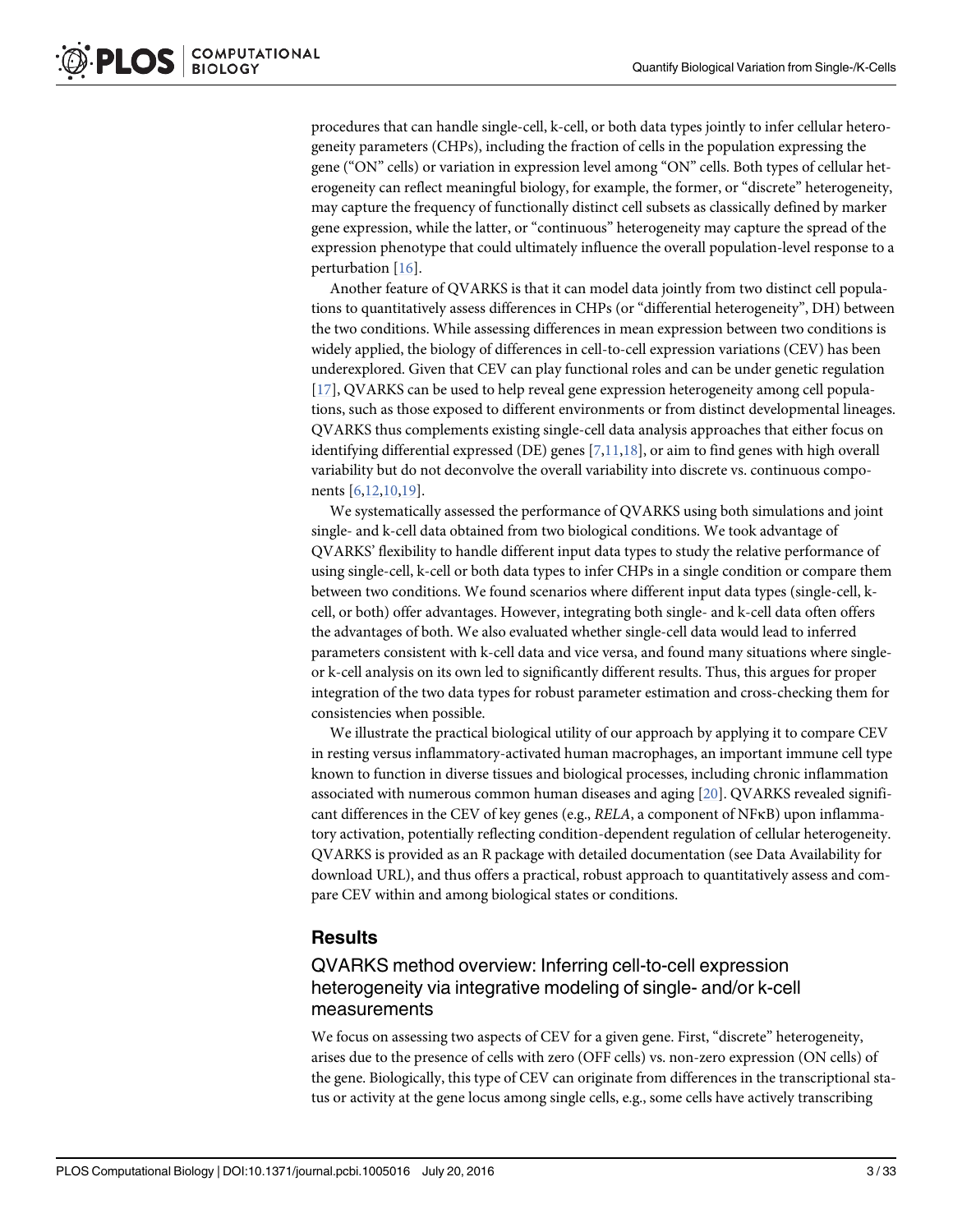procedures that can handle single-cell, k-cell, or both data types jointly to infer cellular heterogeneity parameters (CHPs), including the fraction of cells in the population expressing the gene ("ON" cells) or variation in expression level among "ON" cells. Both types of cellular heterogeneity can reflect meaningful biology, for example, the former, or "discrete" heterogeneity, may capture the frequency of functionally distinct cell subsets as classically defined by marker gene expression, while the latter, or "continuous" heterogeneity may capture the spread of the expression phenotype that could ultimately influence the overall population-level response to a perturbation [16].

Another feature of QVARKS is that it can model data jointly from two distinct cell populations to quantitatively assess differences in CHPs (or "differential heterogeneity", DH) between the two conditions. While assessing differences in mean expression between two conditions is widely applied, the biology of differences in cell-to-cell expression variations (CEV) has been underexplored. Given that CEV can play functional roles and can be under genetic regulation [17], QVARKS can be used to help reveal gene expression heterogeneity among cell populations, such as those exposed to different environments or from distinct developmental lineages. QVARKS thus complements existing single-cell data analysis approaches that either focus on identifying differential expressed (DE) genes [7,11,18], or aim to find genes with high overall variability but do not deconvolve the overall variability into discrete vs. continuous components [6,12,10,19].

We systematically assessed the performance of QVARKS using both simulations and joint single- and k-cell data obtained from two biological conditions. We took advantage of QVARKS' flexibility to handle different input data types to study the relative performance of using single-cell, k-cell or both data types to infer CHPs in a single condition or compare them between two conditions. We found scenarios where different input data types (single-cell, k-cell, or both) offer advantages. However, integrating both single- and k-cell data often offers the advantages of both. We also evaluated whether single-cell data would lead to inferred parameters consistent with k-cell data and vice versa, and found many situations where single- or k-cell analysis on its own led to significantly different results. Thus, this argues for proper integration of the two data types for robust parameter estimation and cross-checking them for consistencies when possible.

We illustrate the practical biological utility of our approach by applying it to compare CEV in resting versus inflammatory-activated human macrophages, an important immune cell type known to function in diverse tissues and biological processes, including chronic inflammation associated with numerous common human diseases and aging [20]. QVARKS revealed significant differences in the CEV of key genes (e.g., *RELA*, a component of NFκB) upon inflammatory activation, potentially reflecting condition-dependent regulation of cellular heterogeneity. QVARKS is provided as an R package with detailed documentation (see Data Availability for download URL), and thus offers a practical, robust approach to quantitatively assess and compare CEV within and among biological states or conditions.

## Results

### QVARKS method overview: Inferring cell-to-cell expression heterogeneity via integrative modeling of single- and/or k-cell measurements

We focus on assessing two aspects of CEV for a given gene. First, "discrete" heterogeneity, arises due to the presence of cells with zero (OFF cells) vs. non-zero expression (ON cells) of the gene. Biologically, this type of CEV can originate from differences in the transcriptional status or activity at the gene locus among single cells, e.g., some cells have actively transcribing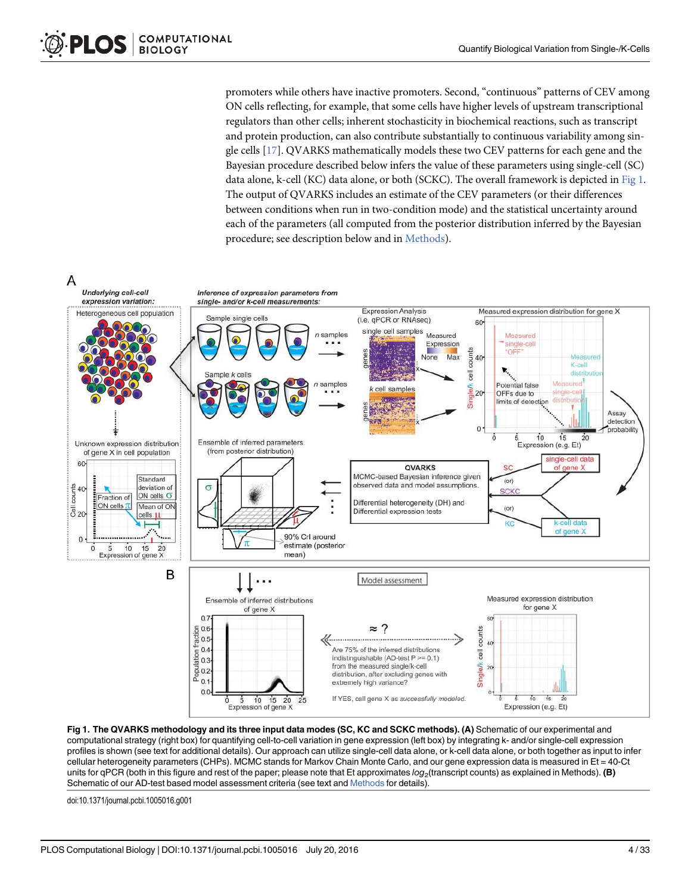promoters while others have inactive promoters. Second, "continuous" patterns of CEV among ON cells reflecting, for example, that some cells have higher levels of upstream transcriptional regulators than other cells; inherent stochasticity in biochemical reactions, such as transcript and protein production, can also contribute substantially to continuous variability among single cells [17]. QVARKS mathematically models these two CEV patterns for each gene and the Bayesian procedure described below infers the value of these parameters using single-cell (SC) data alone, k-cell (KC) data alone, or both (SCKC). The overall framework is depicted in Fig 1. The output of QVARKS includes an estimate of the CEV parameters (or their differences between conditions when run in two-condition mode) and the statistical uncertainty around each of the parameters (all computed from the posterior distribution inferred by the Bayesian procedure; see description below and in Methods).

**Fig 1. The QVARKS methodology and its three input data modes (SC, KC and SCKC methods). (A)** Schematic of our experimental and computational strategy (right box) for quantifying cell-to-cell variation in gene expression (left box) by integrating k- and/or single-cell expression profiles is shown (see text for additional details). Our approach can utilize single-cell data alone, or k-cell data alone, or both together as input to infer cellular heterogeneity parameters (CHPs). MCMC stands for Markov Chain Monte Carlo, and our gene expression data is measured in Et = 40-Ct units for qPCR (both in this figure and rest of the paper; please note that Et approximates $log_2$(transcript counts) as explained in Methods). **(B)** Schematic of our AD-test based model assessment criteria (see text and Methods for details).

doi:10.1371/journal.pcbi.1005016.g001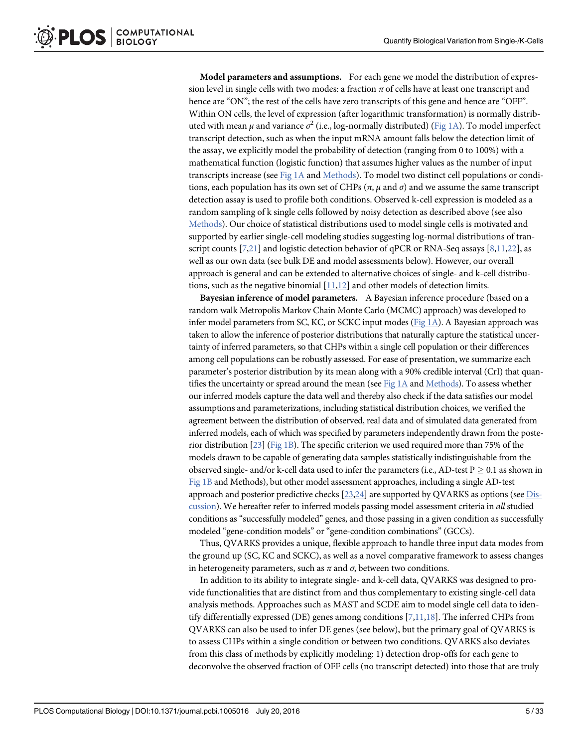**Model parameters and assumptions.** For each gene we model the distribution of expression level in single cells with two modes: a fraction $\pi$ of cells have at least one transcript and hence are "ON"; the rest of the cells have zero transcripts of this gene and hence are "OFF". Within ON cells, the level of expression (after logarithmic transformation) is normally distributed with mean $\mu$ and variance $\sigma^2$ (i.e., log-normally distributed) (Fig 1A). To model imperfect transcript detection, such as when the input mRNA amount falls below the detection limit of the assay, we explicitly model the probability of detection (ranging from 0 to 100%) with a mathematical function (logistic function) that assumes higher values as the number of input transcripts increase (see Fig 1A and Methods). To model two distinct cell populations or conditions, each population has its own set of CHPs ($\pi$, $\mu$ and $\sigma$) and we assume the same transcript detection assay is used to profile both conditions. Observed k-cell expression is modeled as a random sampling of k single cells followed by noisy detection as described above (see also Methods). Our choice of statistical distributions used to model single cells is motivated and supported by earlier single-cell modeling studies suggesting log-normal distributions of transcript counts [7,21] and logistic detection behavior of qPCR or RNA-Seq assays [8,11,22], as well as our own data (see bulk DE and model assessments below). However, our overall approach is general and can be extended to alternative choices of single- and k-cell distributions, such as the negative binomial [11,12] and other models of detection limits.

**Bayesian inference of model parameters.** A Bayesian inference procedure (based on a random walk Metropolis Markov Chain Monte Carlo (MCMC) approach) was developed to infer model parameters from SC, KC, or SCKC input modes (Fig 1A). A Bayesian approach was taken to allow the inference of posterior distributions that naturally capture the statistical uncertainty of inferred parameters, so that CHPs within a single cell population or their differences among cell populations can be robustly assessed. For ease of presentation, we summarize each parameter's posterior distribution by its mean along with a 90% credible interval (CrI) that quantifies the uncertainty or spread around the mean (see Fig 1A and Methods). To assess whether our inferred models capture the data well and thereby also check if the data satisfies our model assumptions and parameterizations, including statistical distribution choices, we verified the agreement between the distribution of observed, real data and of simulated data generated from inferred models, each of which was specified by parameters independently drawn from the posterior distribution [23] (Fig 1B). The specific criterion we used required more than 75% of the models drawn to be capable of generating data samples statistically indistinguishable from the observed single- and/or k-cell data used to infer the parameters (i.e., AD-test $P \geq 0.1$ as shown in Fig 1B and Methods), but other model assessment approaches, including a single AD-test approach and posterior predictive checks [23,24] are supported by QVARKS as options (see Discussion). We hereafter refer to inferred models passing model assessment criteria in *all* studied conditions as "successfully modeled" genes, and those passing in a given condition as successfully modeled "gene-condition models" or "gene-condition combinations" (GCCs).

Thus, QVARKS provides a unique, flexible approach to handle three input data modes from the ground up (SC, KC and SCKC), as well as a novel comparative framework to assess changes in heterogeneity parameters, such as $\pi$ and $\sigma$, between two conditions.

In addition to its ability to integrate single- and k-cell data, QVARKS was designed to provide functionalities that are distinct from and thus complementary to existing single-cell data analysis methods. Approaches such as MAST and SCDE aim to model single cell data to identify differentially expressed (DE) genes among conditions [7,11,18]. The inferred CHPs from QVARKS can also be used to infer DE genes (see below), but the primary goal of QVARKS is to assess CHPs within a single condition or between two conditions. QVARKS also deviates from this class of methods by explicitly modeling: 1) detection drop-offs for each gene to deconvolve the observed fraction of OFF cells (no transcript detected) into those that are truly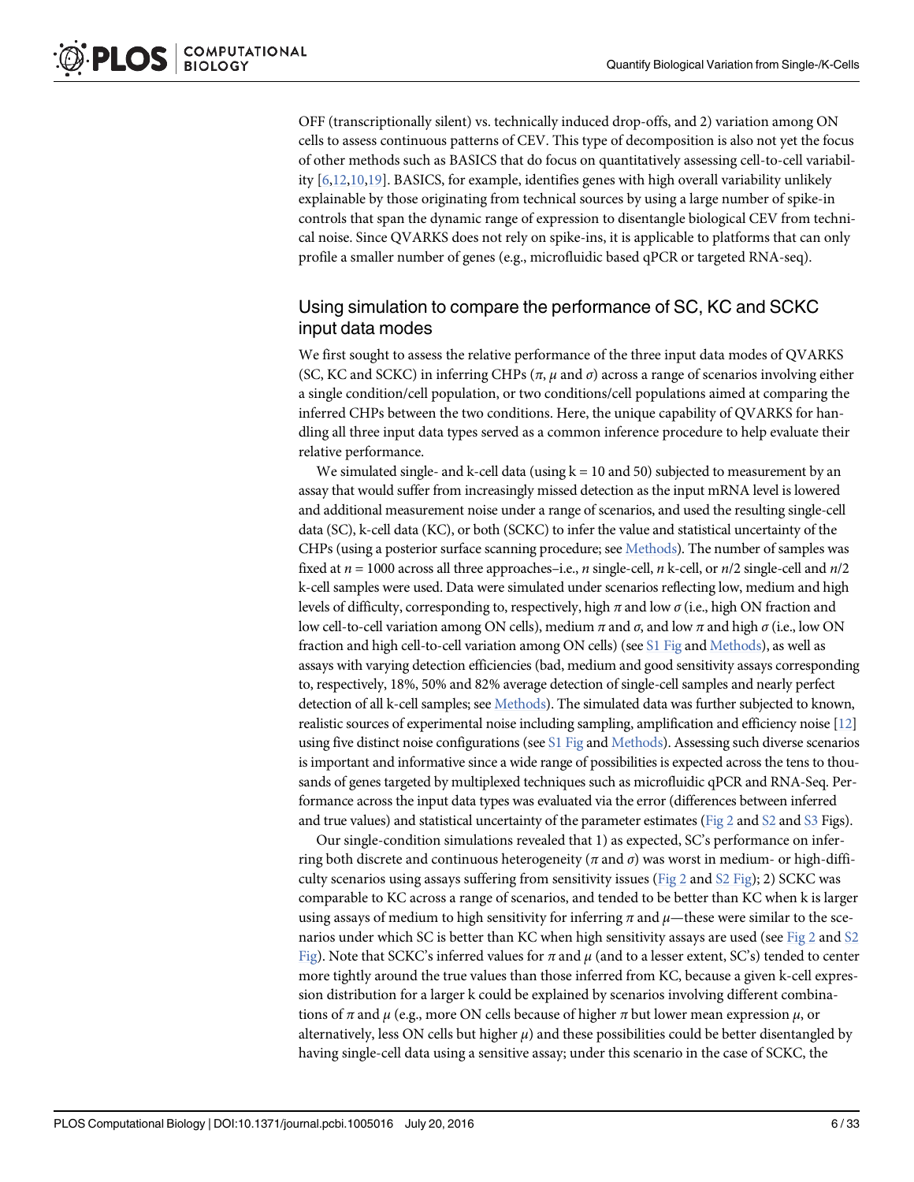OFF (transcriptionally silent) vs. technically induced drop-offs, and 2) variation among ON cells to assess continuous patterns of CEV. This type of decomposition is also not yet the focus of other methods such as BASICS that do focus on quantitatively assessing cell-to-cell variability [6,12,10,19]. BASICS, for example, identifies genes with high overall variability unlikely explainable by those originating from technical sources by using a large number of spike-in controls that span the dynamic range of expression to disentangle biological CEV from technical noise. Since QVARKS does not rely on spike-ins, it is applicable to platforms that can only profile a smaller number of genes (e.g., microfluidic based qPCR or targeted RNA-seq).

## Using simulation to compare the performance of SC, KC and SCKC input data modes

We first sought to assess the relative performance of the three input data modes of QVARKS (SC, KC and SCKC) in inferring CHPs ($\pi$, $\mu$ and $\sigma$) across a range of scenarios involving either a single condition/cell population, or two conditions/cell populations aimed at comparing the inferred CHPs between the two conditions. Here, the unique capability of QVARKS for handling all three input data types served as a common inference procedure to help evaluate their relative performance.

We simulated single- and k-cell data (using k = 10 and 50) subjected to measurement by an assay that would suffer from increasingly missed detection as the input mRNA level is lowered and additional measurement noise under a range of scenarios, and used the resulting single-cell data (SC), k-cell data (KC), or both (SCKC) to infer the value and statistical uncertainty of the CHPs (using a posterior surface scanning procedure; see Methods). The number of samples was fixed at $n = 1000$ across all three approaches–i.e., $n$ single-cell, $n$ k-cell, or $n/2$ single-cell and $n/2$ k-cell samples were used. Data were simulated under scenarios reflecting low, medium and high levels of difficulty, corresponding to, respectively, high $\pi$ and low $\sigma$ (i.e., high ON fraction and low cell-to-cell variation among ON cells), medium $\pi$ and $\sigma$, and low $\pi$ and high $\sigma$ (i.e., low ON fraction and high cell-to-cell variation among ON cells) (see S1 Fig and Methods), as well as assays with varying detection efficiencies (bad, medium and good sensitivity assays corresponding to, respectively, 18%, 50% and 82% average detection of single-cell samples and nearly perfect detection of all k-cell samples; see Methods). The simulated data was further subjected to known, realistic sources of experimental noise including sampling, amplification and efficiency noise [12] using five distinct noise configurations (see S1 Fig and Methods). Assessing such diverse scenarios is important and informative since a wide range of possibilities is expected across the tens to thousands of genes targeted by multiplexed techniques such as microfluidic qPCR and RNA-Seq. Performance across the input data types was evaluated via the error (differences between inferred and true values) and statistical uncertainty of the parameter estimates (Fig 2 and S2 and S3 Figs).

Our single-condition simulations revealed that 1) as expected, SC's performance on inferring both discrete and continuous heterogeneity ($\pi$ and $\sigma$) was worst in medium- or high-difficulty scenarios using assays suffering from sensitivity issues (Fig 2 and S2 Fig); 2) SCKC was comparable to KC across a range of scenarios, and tended to be better than KC when k is larger using assays of medium to high sensitivity for inferring $\pi$ and $\mu$—these were similar to the scenarios under which SC is better than KC when high sensitivity assays are used (see Fig 2 and S2 Fig). Note that SCKC's inferred values for $\pi$ and $\mu$ (and to a lesser extent, SC's) tended to center more tightly around the true values than those inferred from KC, because a given k-cell expression distribution for a larger k could be explained by scenarios involving different combinations of $\pi$ and $\mu$ (e.g., more ON cells because of higher $\pi$ but lower mean expression $\mu$, or alternatively, less ON cells but higher $\mu$) and these possibilities could be better disentangled by having single-cell data using a sensitive assay; under this scenario in the case of SCKC, the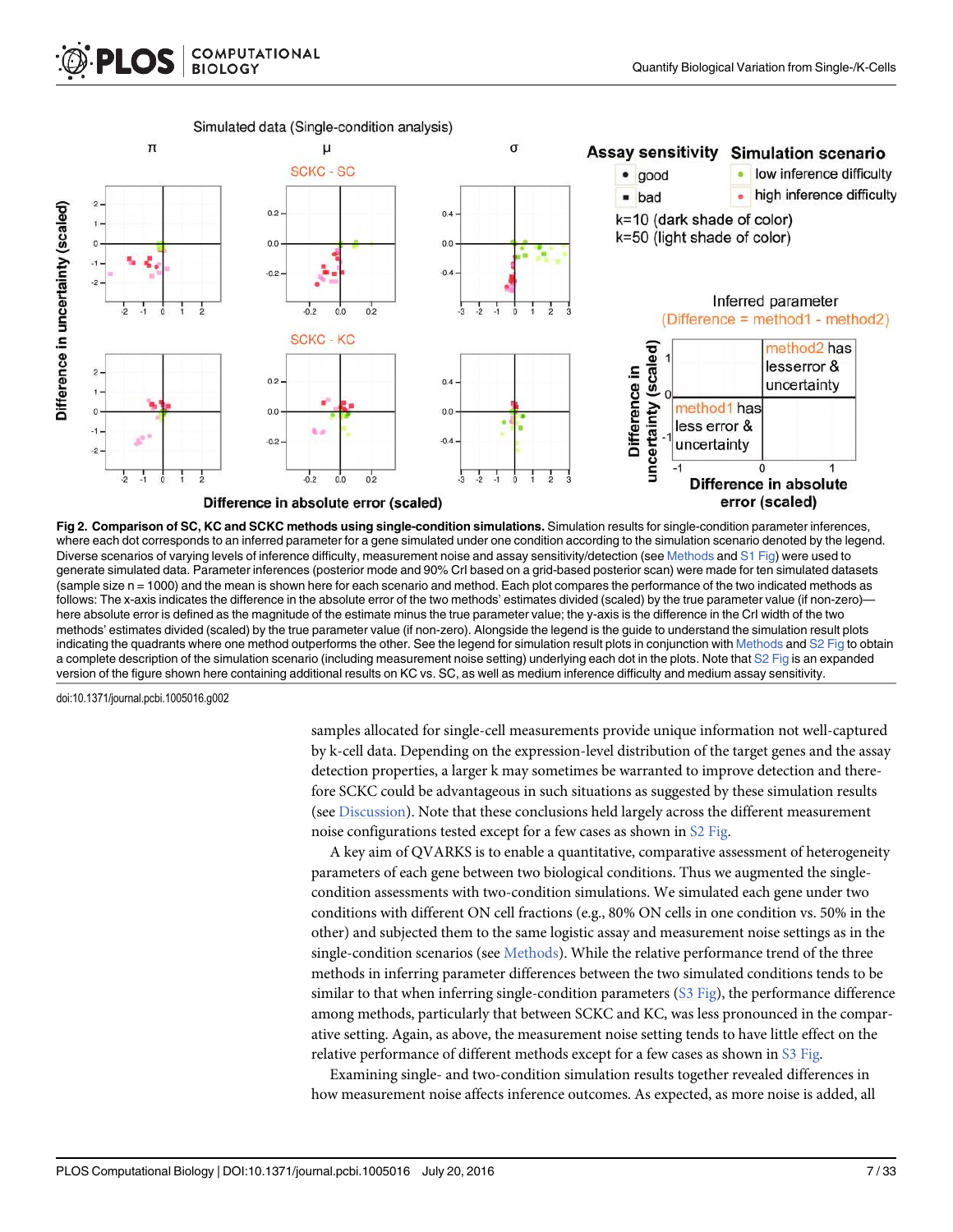**Fig 2. Comparison of SC, KC and SCKC methods using single-condition simulations.** Simulation results for single-condition parameter inferences, where each dot corresponds to an inferred parameter for a gene simulated under one condition according to the simulation scenario denoted by the legend. Diverse scenarios of varying levels of inference difficulty, measurement noise and assay sensitivity/detection (see Methods and S1 Fig) were used to generate simulated data. Parameter inferences (posterior mode and 90% CrI based on a grid-based posterior scan) were made for ten simulated datasets (sample size n = 1000) and the mean is shown here for each scenario and method. Each plot compares the performance of the two indicated methods as follows: The x-axis indicates the difference in the absolute error of the two methods' estimates divided (scaled) by the true parameter value (if non-zero)—here absolute error is defined as the magnitude of the estimate minus the true parameter value; the y-axis is the difference in the CrI width of the two methods' estimates divided (scaled) by the true parameter value (if non-zero). Alongside the legend is the guide to understand the simulation result plots indicating the quadrants where one method outperforms the other. See the legend for simulation result plots in conjunction with Methods and S2 Fig to obtain a complete description of the simulation scenario (including measurement noise setting) underlying each dot in the plots. Note that S2 Fig is an expanded version of the figure shown here containing additional results on KC vs. SC, as well as medium inference difficulty and medium assay sensitivity.

doi:10.1371/journal.pcbi.1005016.g002

samples allocated for single-cell measurements provide unique information not well-captured by k-cell data. Depending on the expression-level distribution of the target genes and the assay detection properties, a larger k may sometimes be warranted to improve detection and therefore SCKC could be advantageous in such situations as suggested by these simulation results (see Discussion). Note that these conclusions held largely across the different measurement noise configurations tested except for a few cases as shown in S2 Fig.

A key aim of QVARKS is to enable a quantitative, comparative assessment of heterogeneity parameters of each gene between two biological conditions. Thus we augmented the single-condition assessments with two-condition simulations. We simulated each gene under two conditions with different ON cell fractions (e.g., 80% ON cells in one condition vs. 50% in the other) and subjected them to the same logistic assay and measurement noise settings as in the single-condition scenarios (see Methods). While the relative performance trend of the three methods in inferring parameter differences between the two simulated conditions tends to be similar to that when inferring single-condition parameters (S3 Fig), the performance difference among methods, particularly that between SCKC and KC, was less pronounced in the comparative setting. Again, as above, the measurement noise setting tends to have little effect on the relative performance of different methods except for a few cases as shown in S3 Fig.

Examining single- and two-condition simulation results together revealed differences in how measurement noise affects inference outcomes. As expected, as more noise is added, all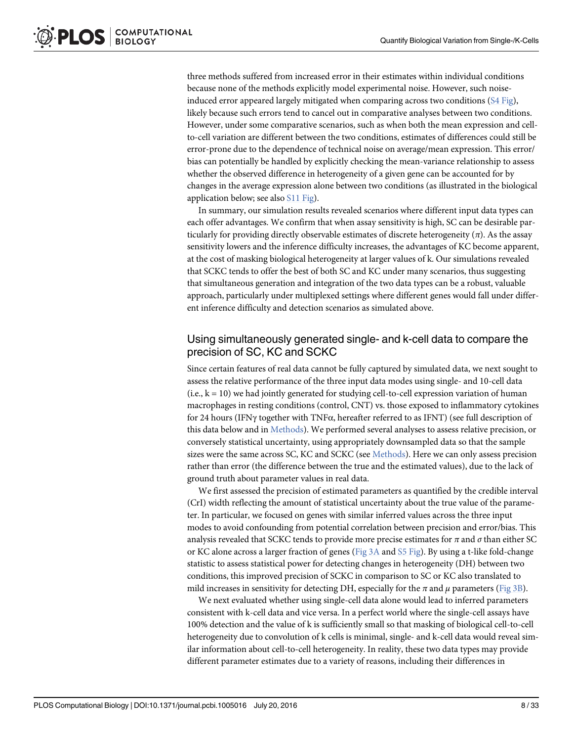three methods suffered from increased error in their estimates within individual conditions because none of the methods explicitly model experimental noise. However, such noise-induced error appeared largely mitigated when comparing across two conditions (S4 Fig), likely because such errors tend to cancel out in comparative analyses between two conditions. However, under some comparative scenarios, such as when both the mean expression and cell-to-cell variation are different between the two conditions, estimates of differences could still be error-prone due to the dependence of technical noise on average/mean expression. This error/bias can potentially be handled by explicitly checking the mean-variance relationship to assess whether the observed difference in heterogeneity of a given gene can be accounted for by changes in the average expression alone between two conditions (as illustrated in the biological application below; see also S11 Fig).

In summary, our simulation results revealed scenarios where different input data types can each offer advantages. We confirm that when assay sensitivity is high, SC can be desirable particularly for providing directly observable estimates of discrete heterogeneity ($\pi$). As the assay sensitivity lowers and the inference difficulty increases, the advantages of KC become apparent, at the cost of masking biological heterogeneity at larger values of k. Our simulations revealed that SCKC tends to offer the best of both SC and KC under many scenarios, thus suggesting that simultaneous generation and integration of the two data types can be a robust, valuable approach, particularly under multiplexed settings where different genes would fall under different inference difficulty and detection scenarios as simulated above.

## Using simultaneously generated single- and k-cell data to compare the precision of SC, KC and SCKC

Since certain features of real data cannot be fully captured by simulated data, we next sought to assess the relative performance of the three input data modes using single- and 10-cell data (i.e., $k = 10$) we had jointly generated for studying cell-to-cell expression variation of human macrophages in resting conditions (control, CNT) vs. those exposed to inflammatory cytokines for 24 hours (IFNγ together with TNFα, hereafter referred to as IFNT) (see full description of this data below and in Methods). We performed several analyses to assess relative precision, or conversely statistical uncertainty, using appropriately downsampled data so that the sample sizes were the same across SC, KC and SCKC (see Methods). Here we can only assess precision rather than error (the difference between the true and the estimated values), due to the lack of ground truth about parameter values in real data.

We first assessed the precision of estimated parameters as quantified by the credible interval (CrI) width reflecting the amount of statistical uncertainty about the true value of the parameter. In particular, we focused on genes with similar inferred values across the three input modes to avoid confounding from potential correlation between precision and error/bias. This analysis revealed that SCKC tends to provide more precise estimates for $\pi$ and $\sigma$ than either SC or KC alone across a larger fraction of genes (Fig 3A and S5 Fig). By using a t-like fold-change statistic to assess statistical power for detecting changes in heterogeneity (DH) between two conditions, this improved precision of SCKC in comparison to SC or KC also translated to mild increases in sensitivity for detecting DH, especially for the $\pi$ and $\mu$ parameters (Fig 3B).

We next evaluated whether using single-cell data alone would lead to inferred parameters consistent with k-cell data and vice versa. In a perfect world where the single-cell assays have 100% detection and the value of k is sufficiently small so that masking of biological cell-to-cell heterogeneity due to convolution of k cells is minimal, single- and k-cell data would reveal similar information about cell-to-cell heterogeneity. In reality, these two data types may provide different parameter estimates due to a variety of reasons, including their differences in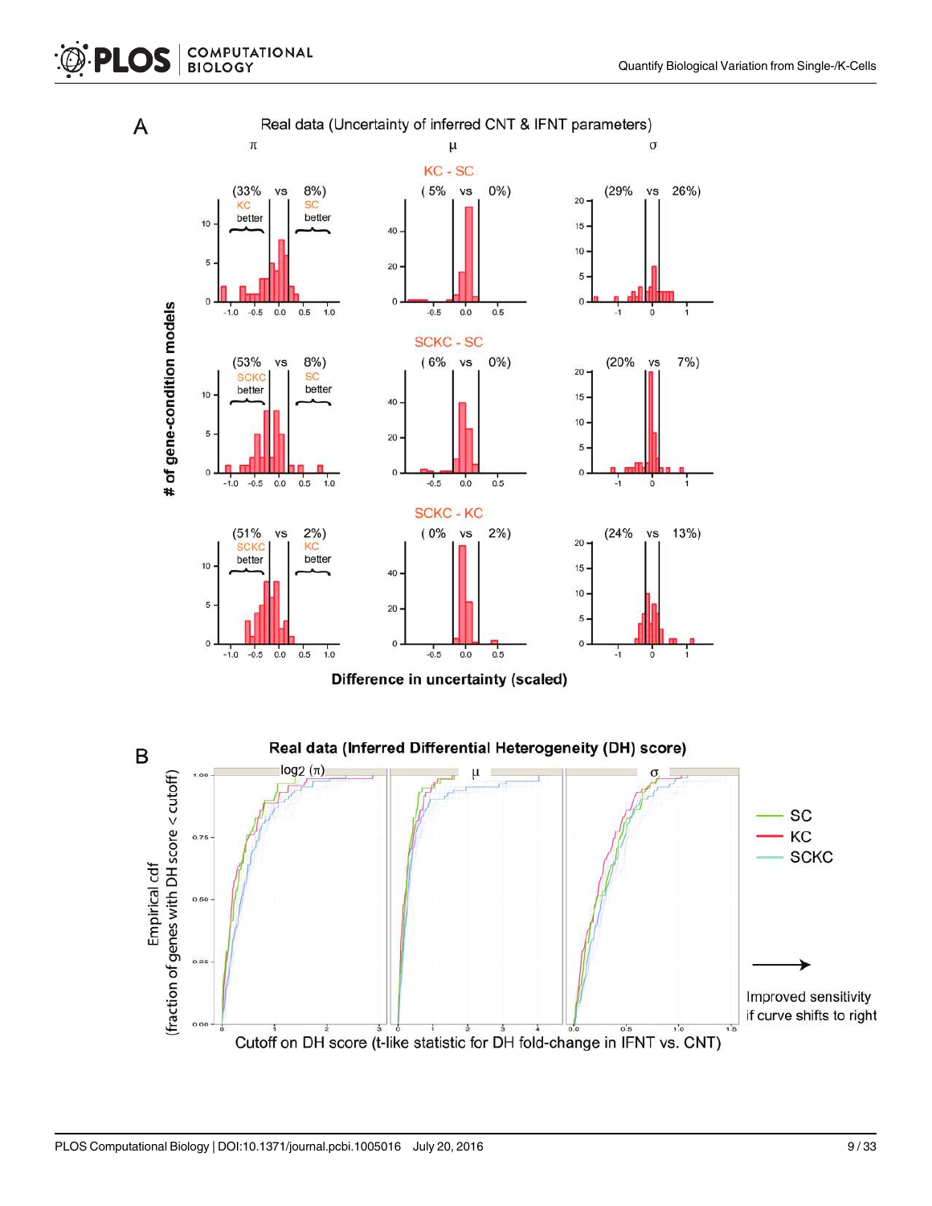A

Real data (Uncertainty of inferred CNT & IFNT parameters)

π | μ | σ

KC - SC

(33% vs 8%) KC better / SC better | ( 5% vs 0%) | (29% vs 26%)

SCKC - SC

(53% vs 8%) SCKC better / SC better | ( 6% vs 0%) | (20% vs 7%)

SCKC - KC

(51% vs 2%) SCKC better / KC better | ( 0% vs 2%) | (24% vs 13%)

# of gene-condition models

Difference in uncertainty (scaled)

B

Real data (Inferred Differential Heterogeneity (DH) score)

$\log_2(\pi)$ | μ | σ

SC
KC
SCKC

Empirical cdf (fraction of genes with DH score < cutoff)

Cutoff on DH score (t-like statistic for DH fold-change in IFNT vs. CNT)

Improved sensitivity if curve shifts to right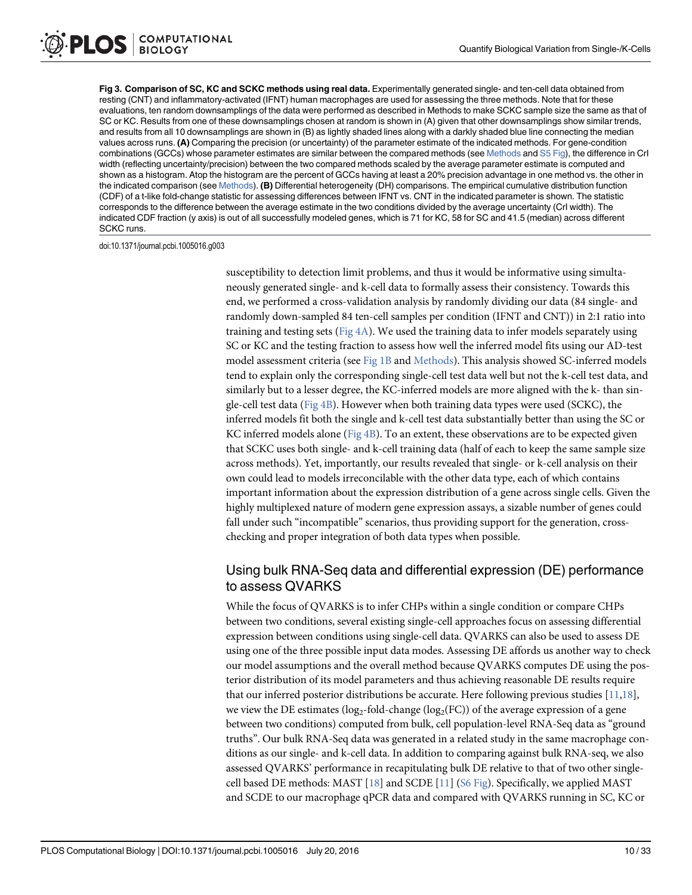**Fig 3. Comparison of SC, KC and SCKC methods using real data.** Experimentally generated single- and ten-cell data obtained from resting (CNT) and inflammatory-activated (IFNT) human macrophages are used for assessing the three methods. Note that for these evaluations, ten random downsamplings of the data were performed as described in Methods to make SCKC sample size the same as that of SC or KC. Results from one of these downsamplings chosen at random is shown in (A) given that other downsamplings show similar trends, and results from all 10 downsamplings are shown in (B) as lightly shaded lines along with a darkly shaded blue line connecting the median values across runs. **(A)** Comparing the precision (or uncertainty) of the parameter estimate of the indicated methods. For gene-condition combinations (GCCs) whose parameter estimates are similar between the compared methods (see Methods and S5 Fig), the difference in CrI width (reflecting uncertainty/precision) between the two compared methods scaled by the average parameter estimate is computed and shown as a histogram. Atop the histogram are the percent of GCCs having at least a 20% precision advantage in one method vs. the other in the indicated comparison (see Methods). **(B)** Differential heterogeneity (DH) comparisons. The empirical cumulative distribution function (CDF) of a t-like fold-change statistic for assessing differences between IFNT vs. CNT in the indicated parameter is shown. The statistic corresponds to the difference between the average estimate in the two conditions divided by the average uncertainty (CrI width). The indicated CDF fraction (y axis) is out of all successfully modeled genes, which is 71 for KC, 58 for SC and 41.5 (median) across different SCKC runs.

doi:10.1371/journal.pcbi.1005016.g003

susceptibility to detection limit problems, and thus it would be informative using simultaneously generated single- and k-cell data to formally assess their consistency. Towards this end, we performed a cross-validation analysis by randomly dividing our data (84 single- and randomly down-sampled 84 ten-cell samples per condition (IFNT and CNT)) in 2:1 ratio into training and testing sets (Fig 4A). We used the training data to infer models separately using SC or KC and the testing fraction to assess how well the inferred model fits using our AD-test model assessment criteria (see Fig 1B and Methods). This analysis showed SC-inferred models tend to explain only the corresponding single-cell test data well but not the k-cell test data, and similarly but to a lesser degree, the KC-inferred models are more aligned with the k- than single-cell test data (Fig 4B). However when both training data types were used (SCKC), the inferred models fit both the single and k-cell test data substantially better than using the SC or KC inferred models alone (Fig 4B). To an extent, these observations are to be expected given that SCKC uses both single- and k-cell training data (half of each to keep the same sample size across methods). Yet, importantly, our results revealed that single- or k-cell analysis on their own could lead to models irreconcilable with the other data type, each of which contains important information about the expression distribution of a gene across single cells. Given the highly multiplexed nature of modern gene expression assays, a sizable number of genes could fall under such "incompatible" scenarios, thus providing support for the generation, cross-checking and proper integration of both data types when possible.

## Using bulk RNA-Seq data and differential expression (DE) performance to assess QVARKS

While the focus of QVARKS is to infer CHPs within a single condition or compare CHPs between two conditions, several existing single-cell approaches focus on assessing differential expression between conditions using single-cell data. QVARKS can also be used to assess DE using one of the three possible input data modes. Assessing DE affords us another way to check our model assumptions and the overall method because QVARKS computes DE using the posterior distribution of its model parameters and thus achieving reasonable DE results require that our inferred posterior distributions be accurate. Here following previous studies [11,18], we view the DE estimates ($\log_2$-fold-change ($\log_2$(FC)) of the average expression of a gene between two conditions) computed from bulk, cell population-level RNA-Seq data as "ground truths". Our bulk RNA-Seq data was generated in a related study in the same macrophage conditions as our single- and k-cell data. In addition to comparing against bulk RNA-seq, we also assessed QVARKS' performance in recapitulating bulk DE relative to that of two other single-cell based DE methods: MAST [18] and SCDE [11] (S6 Fig). Specifically, we applied MAST and SCDE to our macrophage qPCR data and compared with QVARKS running in SC, KC or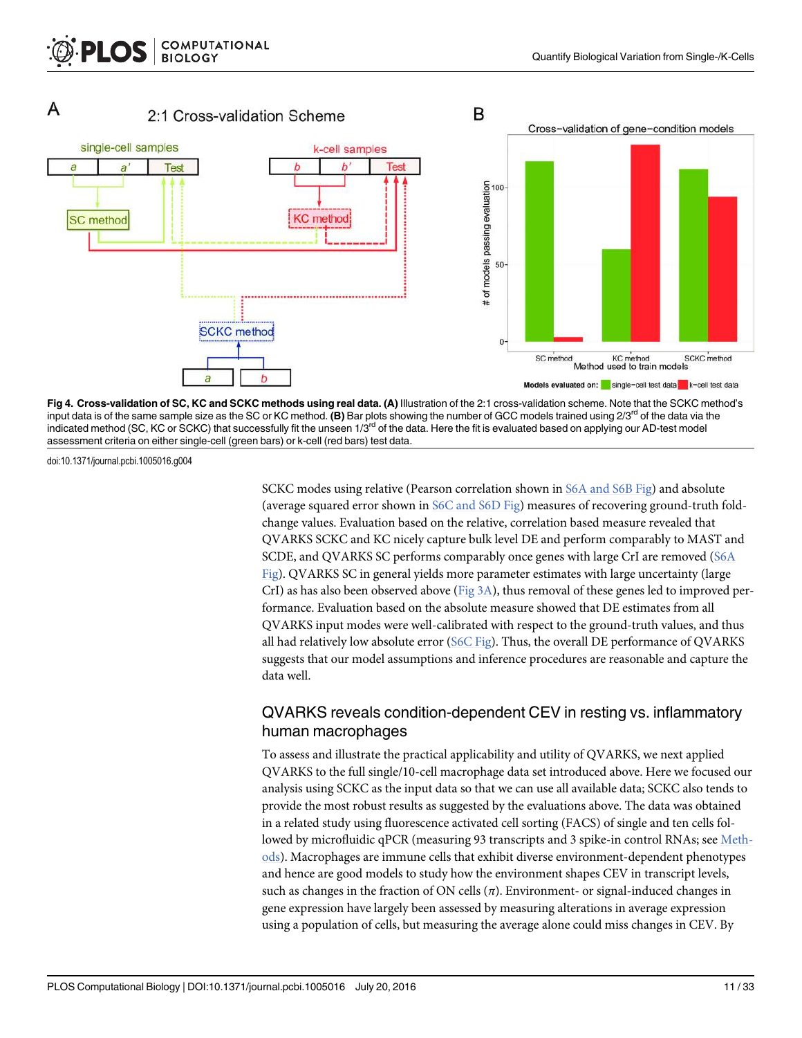**Fig 4. Cross-validation of SC, KC and SCKC methods using real data. (A)** Illustration of the 2:1 cross-validation scheme. Note that the SCKC method's input data is of the same sample size as the SC or KC method. **(B)** Bar plots showing the number of GCC models trained using 2/3$^{rd}$ of the data via the indicated method (SC, KC or SCKC) that successfully fit the unseen 1/3$^{rd}$ of the data. Here the fit is evaluated based on applying our AD-test model assessment criteria on either single-cell (green bars) or k-cell (red bars) test data.

doi:10.1371/journal.pcbi.1005016.g004

SCKC modes using relative (Pearson correlation shown in S6A and S6B Fig) and absolute (average squared error shown in S6C and S6D Fig) measures of recovering ground-truth fold-change values. Evaluation based on the relative, correlation based measure revealed that QVARKS SCKC and KC nicely capture bulk level DE and perform comparably to MAST and SCDE, and QVARKS SC performs comparably once genes with large CrI are removed (S6A Fig). QVARKS SC in general yields more parameter estimates with large uncertainty (large CrI) as has also been observed above (Fig 3A), thus removal of these genes led to improved performance. Evaluation based on the absolute measure showed that DE estimates from all QVARKS input modes were well-calibrated with respect to the ground-truth values, and thus all had relatively low absolute error (S6C Fig). Thus, the overall DE performance of QVARKS suggests that our model assumptions and inference procedures are reasonable and capture the data well.

## QVARKS reveals condition-dependent CEV in resting vs. inflammatory human macrophages

To assess and illustrate the practical applicability and utility of QVARKS, we next applied QVARKS to the full single/10-cell macrophage data set introduced above. Here we focused our analysis using SCKC as the input data so that we can use all available data; SCKC also tends to provide the most robust results as suggested by the evaluations above. The data was obtained in a related study using fluorescence activated cell sorting (FACS) of single and ten cells followed by microfluidic qPCR (measuring 93 transcripts and 3 spike-in control RNAs; see Methods). Macrophages are immune cells that exhibit diverse environment-dependent phenotypes and hence are good models to study how the environment shapes CEV in transcript levels, such as changes in the fraction of ON cells ($\pi$). Environment- or signal-induced changes in gene expression have largely been assessed by measuring alterations in average expression using a population of cells, but measuring the average alone could miss changes in CEV. By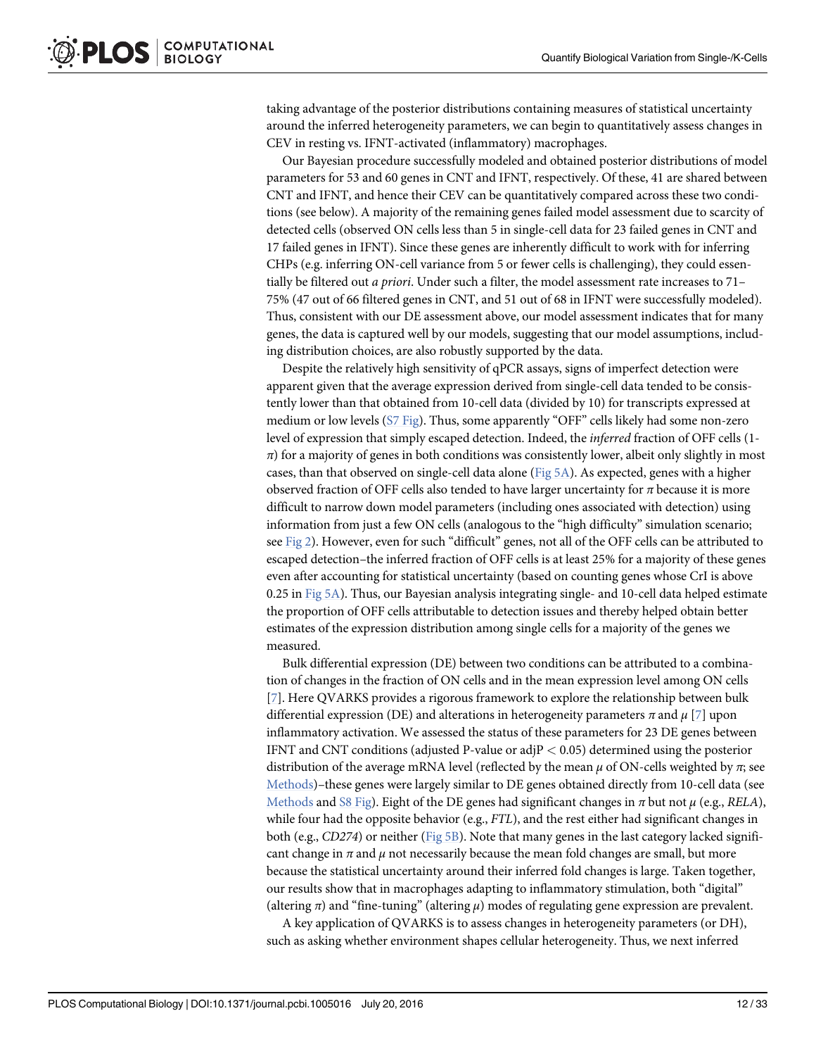taking advantage of the posterior distributions containing measures of statistical uncertainty around the inferred heterogeneity parameters, we can begin to quantitatively assess changes in CEV in resting vs. IFNT-activated (inflammatory) macrophages.

Our Bayesian procedure successfully modeled and obtained posterior distributions of model parameters for 53 and 60 genes in CNT and IFNT, respectively. Of these, 41 are shared between CNT and IFNT, and hence their CEV can be quantitatively compared across these two conditions (see below). A majority of the remaining genes failed model assessment due to scarcity of detected cells (observed ON cells less than 5 in single-cell data for 23 failed genes in CNT and 17 failed genes in IFNT). Since these genes are inherently difficult to work with for inferring CHPs (e.g. inferring ON-cell variance from 5 or fewer cells is challenging), they could essentially be filtered out *a priori*. Under such a filter, the model assessment rate increases to 71–75% (47 out of 66 filtered genes in CNT, and 51 out of 68 in IFNT were successfully modeled). Thus, consistent with our DE assessment above, our model assessment indicates that for many genes, the data is captured well by our models, suggesting that our model assumptions, including distribution choices, are also robustly supported by the data.

Despite the relatively high sensitivity of qPCR assays, signs of imperfect detection were apparent given that the average expression derived from single-cell data tended to be consistently lower than that obtained from 10-cell data (divided by 10) for transcripts expressed at medium or low levels (S7 Fig). Thus, some apparently "OFF" cells likely had some non-zero level of expression that simply escaped detection. Indeed, the *inferred* fraction of OFF cells (1-$\pi$) for a majority of genes in both conditions was consistently lower, albeit only slightly in most cases, than that observed on single-cell data alone (Fig 5A). As expected, genes with a higher observed fraction of OFF cells also tended to have larger uncertainty for $\pi$ because it is more difficult to narrow down model parameters (including ones associated with detection) using information from just a few ON cells (analogous to the "high difficulty" simulation scenario; see Fig 2). However, even for such "difficult" genes, not all of the OFF cells can be attributed to escaped detection–the inferred fraction of OFF cells is at least 25% for a majority of these genes even after accounting for statistical uncertainty (based on counting genes whose CrI is above 0.25 in Fig 5A). Thus, our Bayesian analysis integrating single- and 10-cell data helped estimate the proportion of OFF cells attributable to detection issues and thereby helped obtain better estimates of the expression distribution among single cells for a majority of the genes we measured.

Bulk differential expression (DE) between two conditions can be attributed to a combination of changes in the fraction of ON cells and in the mean expression level among ON cells [7]. Here QVARKS provides a rigorous framework to explore the relationship between bulk differential expression (DE) and alterations in heterogeneity parameters $\pi$ and $\mu$ [7] upon inflammatory activation. We assessed the status of these parameters for 23 DE genes between IFNT and CNT conditions (adjusted P-value or adjP $< 0.05$) determined using the posterior distribution of the average mRNA level (reflected by the mean $\mu$ of ON-cells weighted by $\pi$; see Methods)–these genes were largely similar to DE genes obtained directly from 10-cell data (see Methods and S8 Fig). Eight of the DE genes had significant changes in $\pi$ but not $\mu$ (e.g., *RELA*), while four had the opposite behavior (e.g., *FTL*), and the rest either had significant changes in both (e.g., *CD274*) or neither (Fig 5B). Note that many genes in the last category lacked significant change in $\pi$ and $\mu$ not necessarily because the mean fold changes are small, but more because the statistical uncertainty around their inferred fold changes is large. Taken together, our results show that in macrophages adapting to inflammatory stimulation, both "digital" (altering $\pi$) and "fine-tuning" (altering $\mu$) modes of regulating gene expression are prevalent.

A key application of QVARKS is to assess changes in heterogeneity parameters (or DH), such as asking whether environment shapes cellular heterogeneity. Thus, we next inferred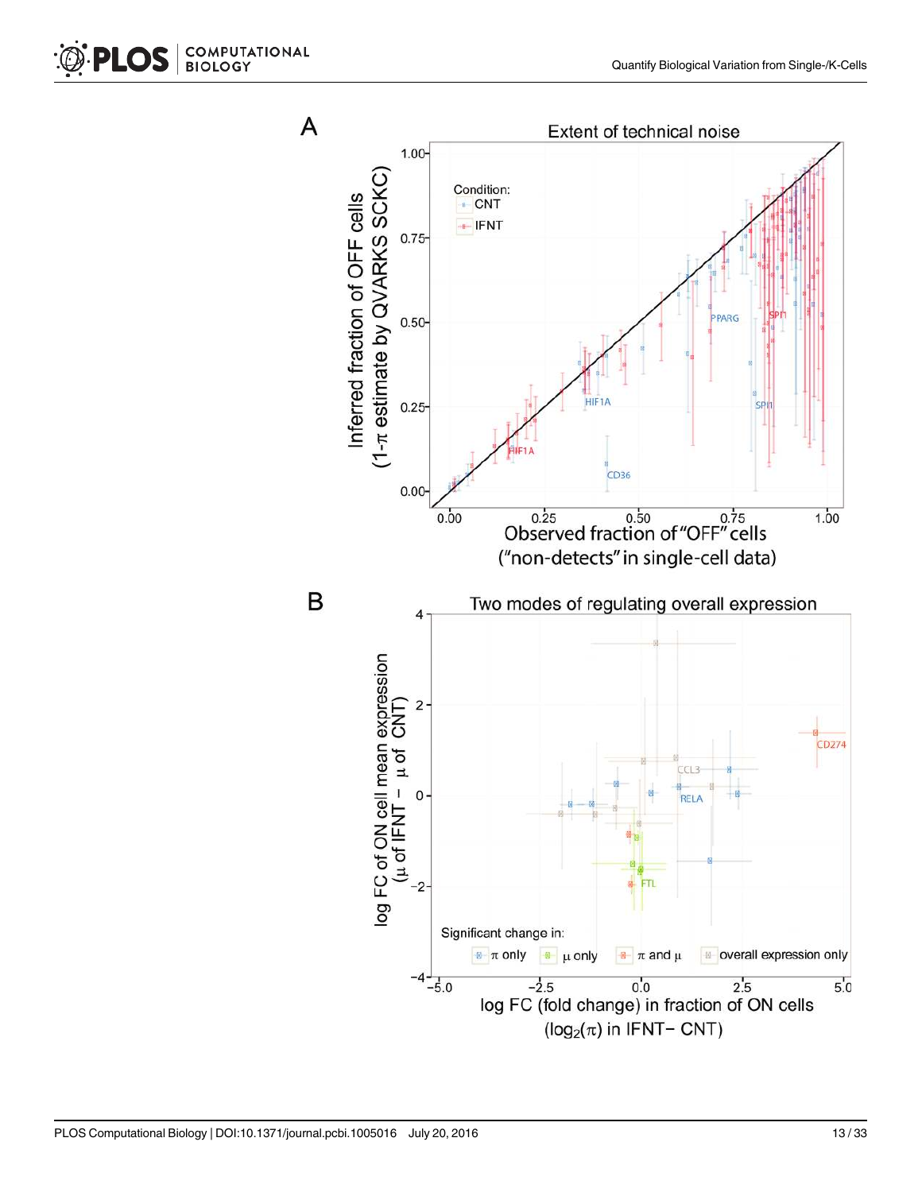A

Extent of technical noise

Inferred fraction of OFF cells ($1-\pi$ estimate by QVARKS SCKC)

Observed fraction of "OFF" cells ("non-detects" in single-cell data)

Condition: CNT, IFNT

B

Two modes of regulating overall expression

log FC of ON cell mean expression ($\mu$ of IFNT − $\mu$ of CNT)

log FC (fold change) in fraction of ON cells ($\log_2(\pi)$ in IFNT− CNT)

Significant change in: $\pi$ only, $\mu$ only, $\pi$ and $\mu$, overall expression only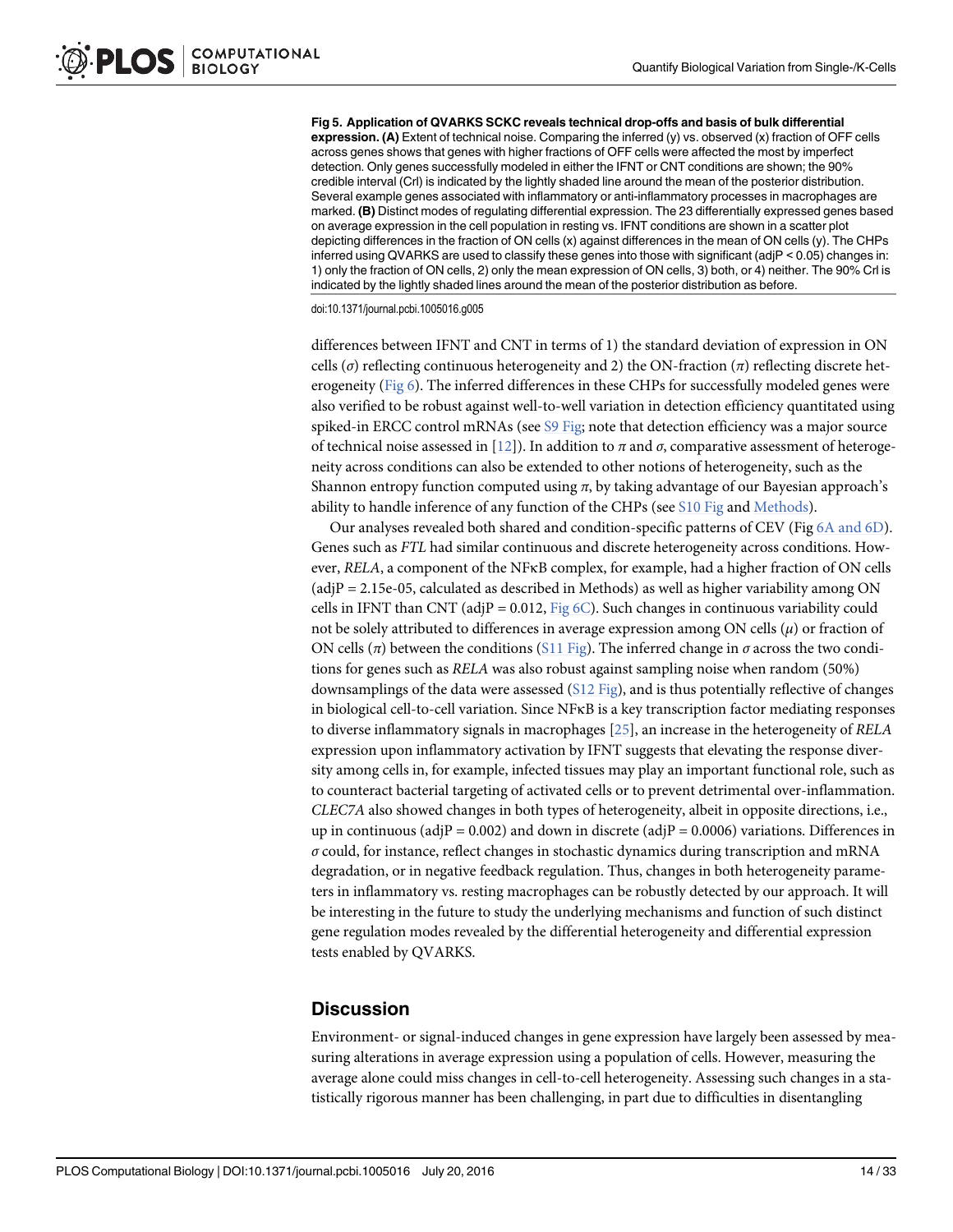**Fig 5. Application of QVARKS SCKC reveals technical drop-offs and basis of bulk differential expression. (A)** Extent of technical noise. Comparing the inferred (y) vs. observed (x) fraction of OFF cells across genes shows that genes with higher fractions of OFF cells were affected the most by imperfect detection. Only genes successfully modeled in either the IFNT or CNT conditions are shown; the 90% credible interval (CrI) is indicated by the lightly shaded line around the mean of the posterior distribution. Several example genes associated with inflammatory or anti-inflammatory processes in macrophages are marked. **(B)** Distinct modes of regulating differential expression. The 23 differentially expressed genes based on average expression in the cell population in resting vs. IFNT conditions are shown in a scatter plot depicting differences in the fraction of ON cells (x) against differences in the mean of ON cells (y). The CHPs inferred using QVARKS are used to classify these genes into those with significant (adjP < 0.05) changes in: 1) only the fraction of ON cells, 2) only the mean expression of ON cells, 3) both, or 4) neither. The 90% CrI is indicated by the lightly shaded lines around the mean of the posterior distribution as before.

doi:10.1371/journal.pcbi.1005016.g005

differences between IFNT and CNT in terms of 1) the standard deviation of expression in ON cells ($\sigma$) reflecting continuous heterogeneity and 2) the ON-fraction ($\pi$) reflecting discrete heterogeneity (Fig 6). The inferred differences in these CHPs for successfully modeled genes were also verified to be robust against well-to-well variation in detection efficiency quantitated using spiked-in ERCC control mRNAs (see S9 Fig; note that detection efficiency was a major source of technical noise assessed in [12]). In addition to $\pi$ and $\sigma$, comparative assessment of heterogeneity across conditions can also be extended to other notions of heterogeneity, such as the Shannon entropy function computed using $\pi$, by taking advantage of our Bayesian approach's ability to handle inference of any function of the CHPs (see S10 Fig and Methods).

Our analyses revealed both shared and condition-specific patterns of CEV (Fig 6A and 6D). Genes such as *FTL* had similar continuous and discrete heterogeneity across conditions. However, *RELA*, a component of the NFκB complex, for example, had a higher fraction of ON cells (adjP = 2.15e-05, calculated as described in Methods) as well as higher variability among ON cells in IFNT than CNT (adjP = 0.012, Fig 6C). Such changes in continuous variability could not be solely attributed to differences in average expression among ON cells ($\mu$) or fraction of ON cells ($\pi$) between the conditions (S11 Fig). The inferred change in $\sigma$ across the two conditions for genes such as *RELA* was also robust against sampling noise when random (50%) downsamplings of the data were assessed (S12 Fig), and is thus potentially reflective of changes in biological cell-to-cell variation. Since NFκB is a key transcription factor mediating responses to diverse inflammatory signals in macrophages [25], an increase in the heterogeneity of *RELA* expression upon inflammatory activation by IFNT suggests that elevating the response diversity among cells in, for example, infected tissues may play an important functional role, such as to counteract bacterial targeting of activated cells or to prevent detrimental over-inflammation. *CLEC7A* also showed changes in both types of heterogeneity, albeit in opposite directions, i.e., up in continuous (adjP = 0.002) and down in discrete (adjP = 0.0006) variations. Differences in $\sigma$ could, for instance, reflect changes in stochastic dynamics during transcription and mRNA degradation, or in negative feedback regulation. Thus, changes in both heterogeneity parameters in inflammatory vs. resting macrophages can be robustly detected by our approach. It will be interesting in the future to study the underlying mechanisms and function of such distinct gene regulation modes revealed by the differential heterogeneity and differential expression tests enabled by QVARKS.

## Discussion

Environment- or signal-induced changes in gene expression have largely been assessed by measuring alterations in average expression using a population of cells. However, measuring the average alone could miss changes in cell-to-cell heterogeneity. Assessing such changes in a statistically rigorous manner has been challenging, in part due to difficulties in disentangling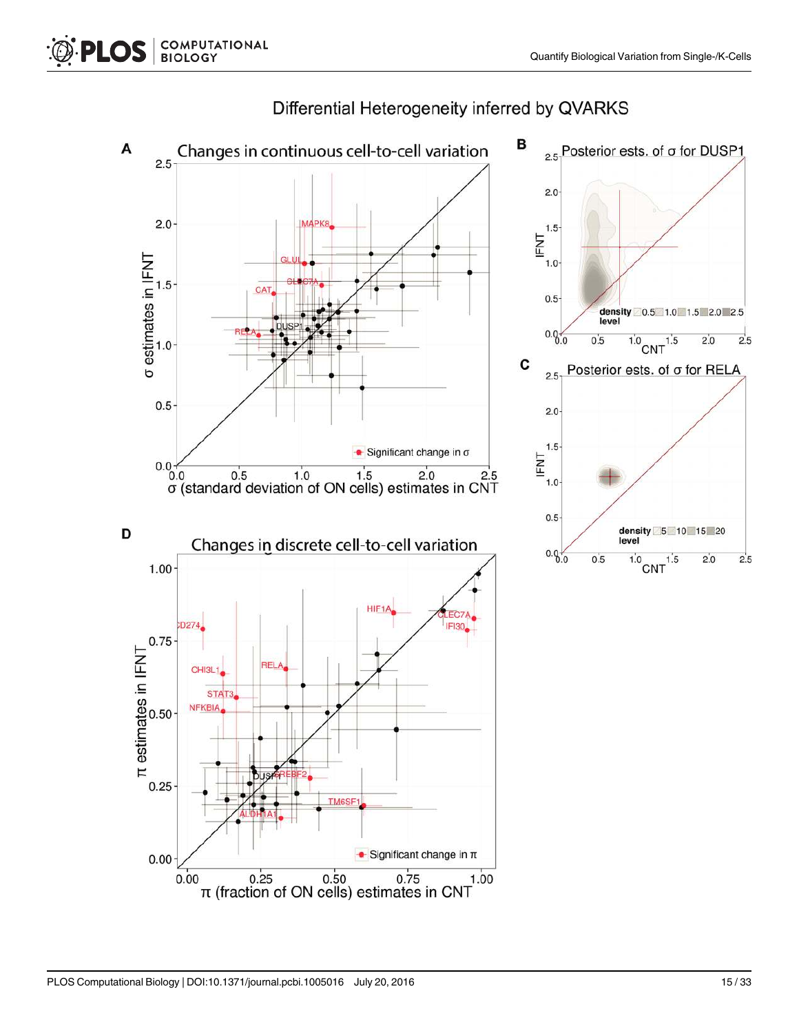Differential Heterogeneity inferred by QVARKS

**A** Changes in continuous cell-to-cell variation

σ estimates in IFNT

σ (standard deviation of ON cells) estimates in CNT

Significant change in σ

MAPK8, GLUL, SLC7A, CAT, DUSP1, RELA

**B** Posterior ests. of σ for DUSP1

IFNT

CNT

density level 0.5 1.0 1.5 2.0 2.5

**C** Posterior ests. of σ for RELA

IFNT

CNT

density level 5 10 15 20

**D** Changes in discrete cell-to-cell variation

π estimates in IFNT

π (fraction of ON cells) estimates in CNT

Significant change in π

CD274, HIF1A, CLEC7A, IFI30, CHI3L1, RELA, STAT3, NFKBIA, DUSP1, SREBF2, TM6SF1, ALDH1A1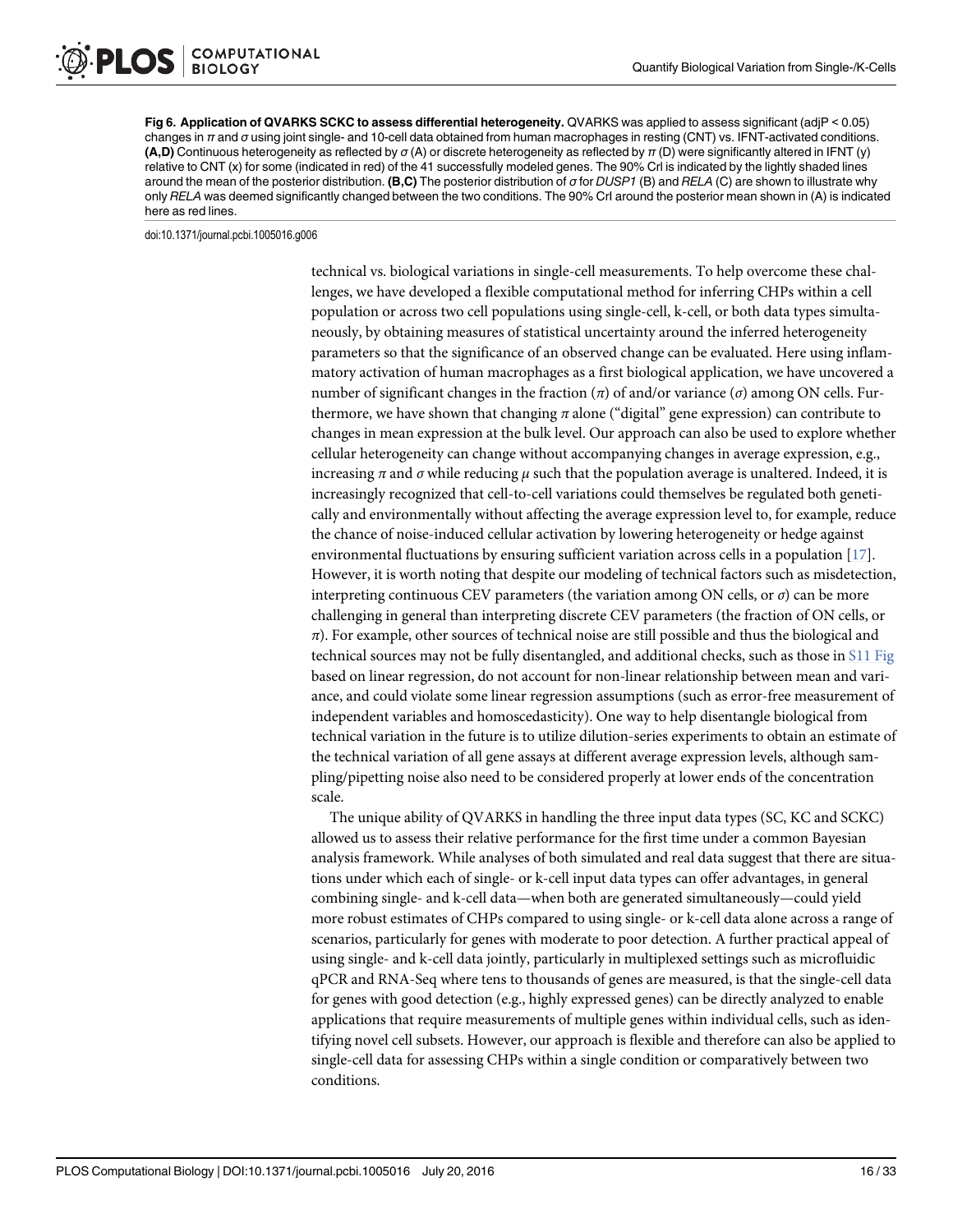**Fig 6. Application of QVARKS SCKC to assess differential heterogeneity.** QVARKS was applied to assess significant (adjP < 0.05) changes in $\pi$ and $\sigma$ using joint single- and 10-cell data obtained from human macrophages in resting (CNT) vs. IFNT-activated conditions. **(A,D)** Continuous heterogeneity as reflected by $\sigma$ (A) or discrete heterogeneity as reflected by $\pi$ (D) were significantly altered in IFNT (y) relative to CNT (x) for some (indicated in red) of the 41 successfully modeled genes. The 90% CrI is indicated by the lightly shaded lines around the mean of the posterior distribution. **(B,C)** The posterior distribution of $\sigma$ for *DUSP1* (B) and *RELA* (C) are shown to illustrate why only *RELA* was deemed significantly changed between the two conditions. The 90% CrI around the posterior mean shown in (A) is indicated here as red lines.

doi:10.1371/journal.pcbi.1005016.g006

technical vs. biological variations in single-cell measurements. To help overcome these challenges, we have developed a flexible computational method for inferring CHPs within a cell population or across two cell populations using single-cell, k-cell, or both data types simultaneously, by obtaining measures of statistical uncertainty around the inferred heterogeneity parameters so that the significance of an observed change can be evaluated. Here using inflammatory activation of human macrophages as a first biological application, we have uncovered a number of significant changes in the fraction ($\pi$) of and/or variance ($\sigma$) among ON cells. Furthermore, we have shown that changing $\pi$ alone ("digital" gene expression) can contribute to changes in mean expression at the bulk level. Our approach can also be used to explore whether cellular heterogeneity can change without accompanying changes in average expression, e.g., increasing $\pi$ and $\sigma$ while reducing $\mu$ such that the population average is unaltered. Indeed, it is increasingly recognized that cell-to-cell variations could themselves be regulated both genetically and environmentally without affecting the average expression level to, for example, reduce the chance of noise-induced cellular activation by lowering heterogeneity or hedge against environmental fluctuations by ensuring sufficient variation across cells in a population [17]. However, it is worth noting that despite our modeling of technical factors such as misdetection, interpreting continuous CEV parameters (the variation among ON cells, or $\sigma$) can be more challenging in general than interpreting discrete CEV parameters (the fraction of ON cells, or $\pi$). For example, other sources of technical noise are still possible and thus the biological and technical sources may not be fully disentangled, and additional checks, such as those in S11 Fig based on linear regression, do not account for non-linear relationship between mean and variance, and could violate some linear regression assumptions (such as error-free measurement of independent variables and homoscedasticity). One way to help disentangle biological from technical variation in the future is to utilize dilution-series experiments to obtain an estimate of the technical variation of all gene assays at different average expression levels, although sampling/pipetting noise also need to be considered properly at lower ends of the concentration scale.

The unique ability of QVARKS in handling the three input data types (SC, KC and SCKC) allowed us to assess their relative performance for the first time under a common Bayesian analysis framework. While analyses of both simulated and real data suggest that there are situations under which each of single- or k-cell input data types can offer advantages, in general combining single- and k-cell data—when both are generated simultaneously—could yield more robust estimates of CHPs compared to using single- or k-cell data alone across a range of scenarios, particularly for genes with moderate to poor detection. A further practical appeal of using single- and k-cell data jointly, particularly in multiplexed settings such as microfluidic qPCR and RNA-Seq where tens to thousands of genes are measured, is that the single-cell data for genes with good detection (e.g., highly expressed genes) can be directly analyzed to enable applications that require measurements of multiple genes within individual cells, such as identifying novel cell subsets. However, our approach is flexible and therefore can also be applied to single-cell data for assessing CHPs within a single condition or comparatively between two conditions.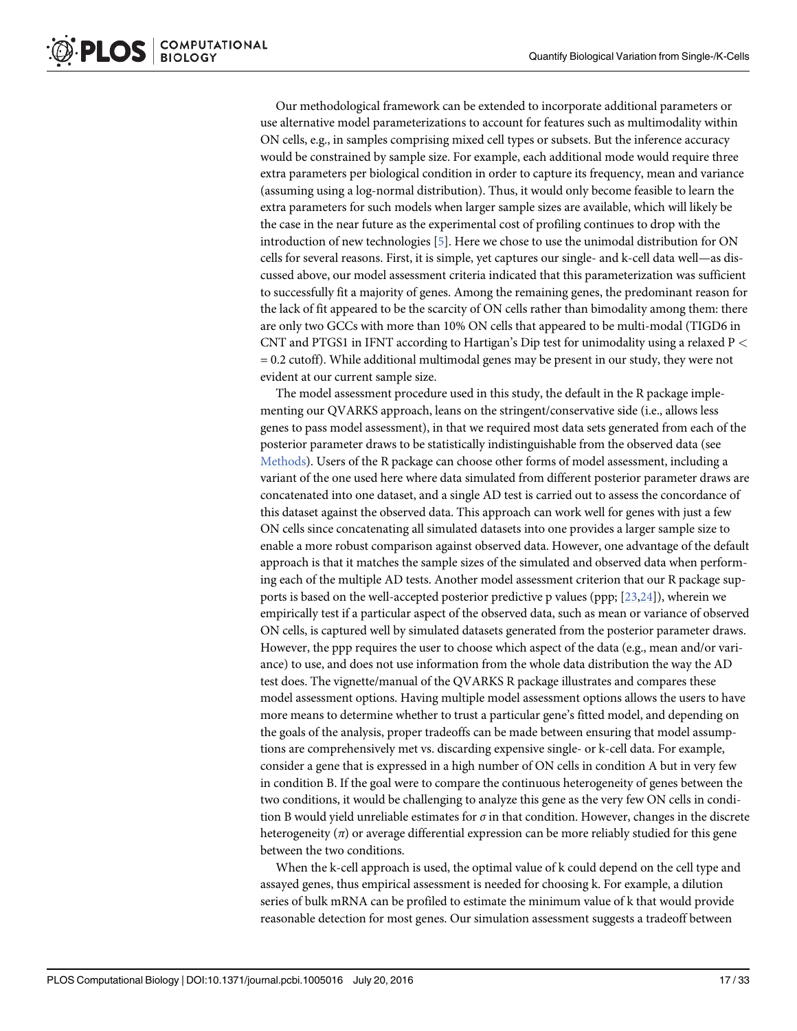Our methodological framework can be extended to incorporate additional parameters or use alternative model parameterizations to account for features such as multimodality within ON cells, e.g., in samples comprising mixed cell types or subsets. But the inference accuracy would be constrained by sample size. For example, each additional mode would require three extra parameters per biological condition in order to capture its frequency, mean and variance (assuming using a log-normal distribution). Thus, it would only become feasible to learn the extra parameters for such models when larger sample sizes are available, which will likely be the case in the near future as the experimental cost of profiling continues to drop with the introduction of new technologies [5]. Here we chose to use the unimodal distribution for ON cells for several reasons. First, it is simple, yet captures our single- and k-cell data well—as discussed above, our model assessment criteria indicated that this parameterization was sufficient to successfully fit a majority of genes. Among the remaining genes, the predominant reason for the lack of fit appeared to be the scarcity of ON cells rather than bimodality among them: there are only two GCCs with more than 10% ON cells that appeared to be multi-modal (TIGD6 in CNT and PTGS1 in IFNT according to Hartigan's Dip test for unimodality using a relaxed $P <= 0.2$ cutoff). While additional multimodal genes may be present in our study, they were not evident at our current sample size.

The model assessment procedure used in this study, the default in the R package implementing our QVARKS approach, leans on the stringent/conservative side (i.e., allows less genes to pass model assessment), in that we required most data sets generated from each of the posterior parameter draws to be statistically indistinguishable from the observed data (see Methods). Users of the R package can choose other forms of model assessment, including a variant of the one used here where data simulated from different posterior parameter draws are concatenated into one dataset, and a single AD test is carried out to assess the concordance of this dataset against the observed data. This approach can work well for genes with just a few ON cells since concatenating all simulated datasets into one provides a larger sample size to enable a more robust comparison against observed data. However, one advantage of the default approach is that it matches the sample sizes of the simulated and observed data when performing each of the multiple AD tests. Another model assessment criterion that our R package supports is based on the well-accepted posterior predictive p values (ppp; [23,24]), wherein we empirically test if a particular aspect of the observed data, such as mean or variance of observed ON cells, is captured well by simulated datasets generated from the posterior parameter draws. However, the ppp requires the user to choose which aspect of the data (e.g., mean and/or variance) to use, and does not use information from the whole data distribution the way the AD test does. The vignette/manual of the QVARKS R package illustrates and compares these model assessment options. Having multiple model assessment options allows the users to have more means to determine whether to trust a particular gene's fitted model, and depending on the goals of the analysis, proper tradeoffs can be made between ensuring that model assumptions are comprehensively met vs. discarding expensive single- or k-cell data. For example, consider a gene that is expressed in a high number of ON cells in condition A but in very few in condition B. If the goal were to compare the continuous heterogeneity of genes between the two conditions, it would be challenging to analyze this gene as the very few ON cells in condition B would yield unreliable estimates for $\sigma$ in that condition. However, changes in the discrete heterogeneity ($\pi$) or average differential expression can be more reliably studied for this gene between the two conditions.

When the k-cell approach is used, the optimal value of k could depend on the cell type and assayed genes, thus empirical assessment is needed for choosing k. For example, a dilution series of bulk mRNA can be profiled to estimate the minimum value of k that would provide reasonable detection for most genes. Our simulation assessment suggests a tradeoff between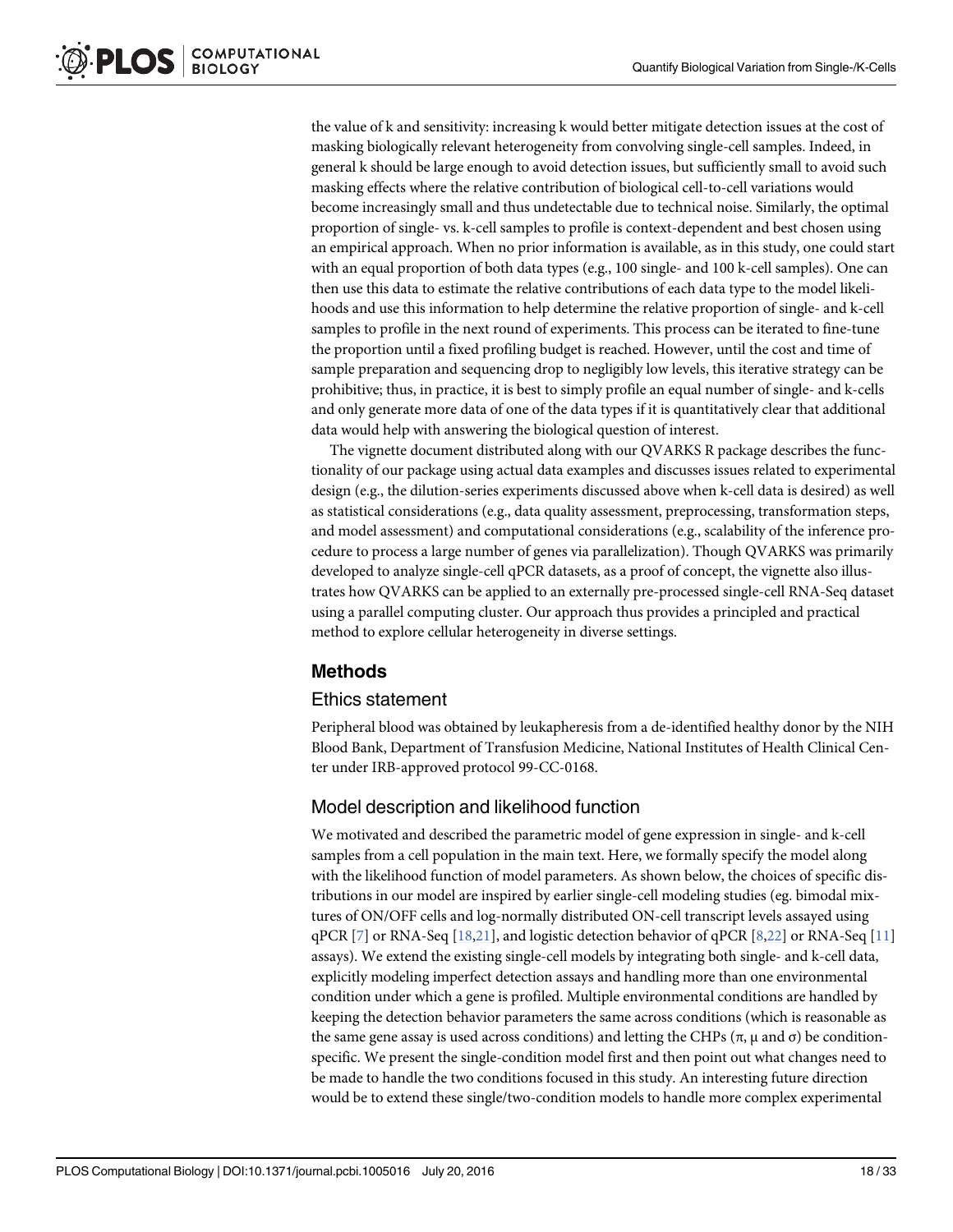the value of k and sensitivity: increasing k would better mitigate detection issues at the cost of masking biologically relevant heterogeneity from convolving single-cell samples. Indeed, in general k should be large enough to avoid detection issues, but sufficiently small to avoid such masking effects where the relative contribution of biological cell-to-cell variations would become increasingly small and thus undetectable due to technical noise. Similarly, the optimal proportion of single- vs. k-cell samples to profile is context-dependent and best chosen using an empirical approach. When no prior information is available, as in this study, one could start with an equal proportion of both data types (e.g., 100 single- and 100 k-cell samples). One can then use this data to estimate the relative contributions of each data type to the model likelihoods and use this information to help determine the relative proportion of single- and k-cell samples to profile in the next round of experiments. This process can be iterated to fine-tune the proportion until a fixed profiling budget is reached. However, until the cost and time of sample preparation and sequencing drop to negligibly low levels, this iterative strategy can be prohibitive; thus, in practice, it is best to simply profile an equal number of single- and k-cells and only generate more data of one of the data types if it is quantitatively clear that additional data would help with answering the biological question of interest.

The vignette document distributed along with our QVARKS R package describes the functionality of our package using actual data examples and discusses issues related to experimental design (e.g., the dilution-series experiments discussed above when k-cell data is desired) as well as statistical considerations (e.g., data quality assessment, preprocessing, transformation steps, and model assessment) and computational considerations (e.g., scalability of the inference procedure to process a large number of genes via parallelization). Though QVARKS was primarily developed to analyze single-cell qPCR datasets, as a proof of concept, the vignette also illustrates how QVARKS can be applied to an externally pre-processed single-cell RNA-Seq dataset using a parallel computing cluster. Our approach thus provides a principled and practical method to explore cellular heterogeneity in diverse settings.

## Methods

### Ethics statement

Peripheral blood was obtained by leukapheresis from a de-identified healthy donor by the NIH Blood Bank, Department of Transfusion Medicine, National Institutes of Health Clinical Center under IRB-approved protocol 99-CC-0168.

### Model description and likelihood function

We motivated and described the parametric model of gene expression in single- and k-cell samples from a cell population in the main text. Here, we formally specify the model along with the likelihood function of model parameters. As shown below, the choices of specific distributions in our model are inspired by earlier single-cell modeling studies (eg. bimodal mixtures of ON/OFF cells and log-normally distributed ON-cell transcript levels assayed using qPCR [7] or RNA-Seq [18,21], and logistic detection behavior of qPCR [8,22] or RNA-Seq [11] assays). We extend the existing single-cell models by integrating both single- and k-cell data, explicitly modeling imperfect detection assays and handling more than one environmental condition under which a gene is profiled. Multiple environmental conditions are handled by keeping the detection behavior parameters the same across conditions (which is reasonable as the same gene assay is used across conditions) and letting the CHPs ($\pi$, $\mu$ and $\sigma$) be condition-specific. We present the single-condition model first and then point out what changes need to be made to handle the two conditions focused in this study. An interesting future direction would be to extend these single/two-condition models to handle more complex experimental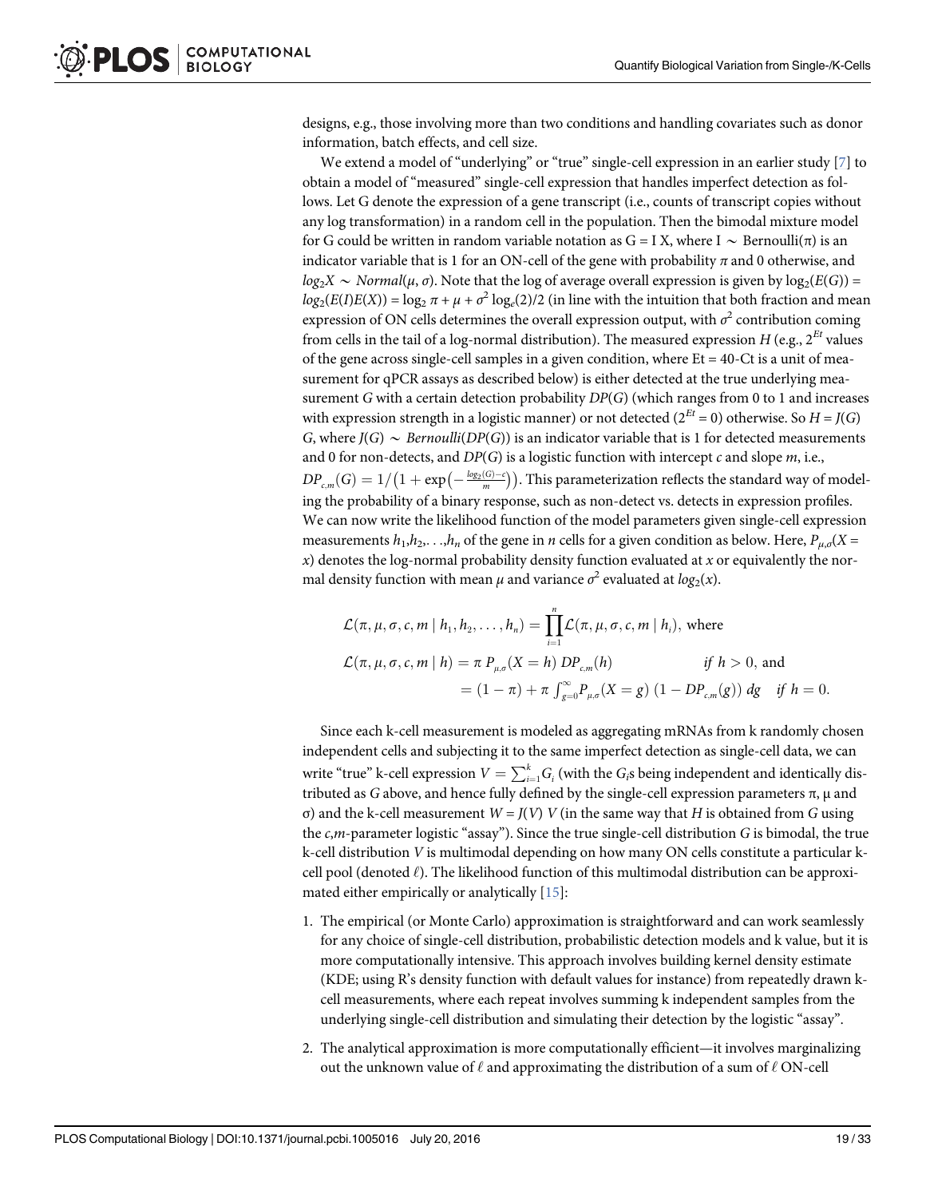designs, e.g., those involving more than two conditions and handling covariates such as donor information, batch effects, and cell size.

We extend a model of "underlying" or "true" single-cell expression in an earlier study [7] to obtain a model of "measured" single-cell expression that handles imperfect detection as follows. Let G denote the expression of a gene transcript (i.e., counts of transcript copies without any log transformation) in a random cell in the population. Then the bimodal mixture model for G could be written in random variable notation as G = I X, where $I \sim \text{Bernoulli}(\pi)$ is an indicator variable that is 1 for an ON-cell of the gene with probability $\pi$ and 0 otherwise, and $log_2 X \sim Normal(\mu, \sigma)$. Note that the log of average overall expression is given by $\log_2(E(G)) = log_2(E(I)E(X)) = \log_2 \pi + \mu + \sigma^2 \log_e(2)/2$ (in line with the intuition that both fraction and mean expression of ON cells determines the overall expression output, with $\sigma^2$ contribution coming from cells in the tail of a log-normal distribution). The measured expression $H$ (e.g., $2^{Et}$ values of the gene across single-cell samples in a given condition, where Et = 40-Ct is a unit of measurement for qPCR assays as described below) is either detected at the true underlying measurement $G$ with a certain detection probability $DP(G)$ (which ranges from 0 to 1 and increases with expression strength in a logistic manner) or not detected ($2^{Et} = 0$) otherwise. So $H = J(G)$ $G$, where $J(G) \sim Bernoulli(DP(G))$ is an indicator variable that is 1 for detected measurements and 0 for non-detects, and $DP(G)$ is a logistic function with intercept $c$ and slope $m$, i.e., $DP_{c,m}(G) = 1/\left(1 + \exp\left(-\frac{\log_2(G)-c}{m}\right)\right)$. This parameterization reflects the standard way of modeling the probability of a binary response, such as non-detect vs. detects in expression profiles. We can now write the likelihood function of the model parameters given single-cell expression measurements $h_1, h_2, \ldots, h_n$ of the gene in $n$ cells for a given condition as below. Here, $P_{\mu,\sigma}(X = x)$ denotes the log-normal probability density function evaluated at $x$ or equivalently the normal density function with mean $\mu$ and variance $\sigma^2$ evaluated at $log_2(x)$.

$$\mathcal{L}(\pi, \mu, \sigma, c, m \mid h_1, h_2, \ldots, h_n) = \prod_{i=1}^{n} \mathcal{L}(\pi, \mu, \sigma, c, m \mid h_i), \text{ where}$$

$$\mathcal{L}(\pi, \mu, \sigma, c, m \mid h) = \pi \, P_{\mu,\sigma}(X = h) \, DP_{c,m}(h) \qquad \text{if } h > 0, \text{ and}$$

$$= (1 - \pi) + \pi \int_{g=0}^{\infty} P_{\mu,\sigma}(X = g) \, (1 - DP_{c,m}(g)) \, dg \quad \text{if } h = 0.$$

Since each k-cell measurement is modeled as aggregating mRNAs from k randomly chosen independent cells and subjecting it to the same imperfect detection as single-cell data, we can write "true" k-cell expression $V = \sum_{i=1}^{k} G_i$ (with the $G_i$s being independent and identically distributed as $G$ above, and hence fully defined by the single-cell expression parameters π, μ and σ) and the k-cell measurement $W = J(V)$ $V$ (in the same way that $H$ is obtained from $G$ using the $c,m$-parameter logistic "assay"). Since the true single-cell distribution $G$ is bimodal, the true k-cell distribution $V$ is multimodal depending on how many ON cells constitute a particular k-cell pool (denoted $\ell$). The likelihood function of this multimodal distribution can be approximated either empirically or analytically [15]:

1. The empirical (or Monte Carlo) approximation is straightforward and can work seamlessly for any choice of single-cell distribution, probabilistic detection models and k value, but it is more computationally intensive. This approach involves building kernel density estimate (KDE; using R's density function with default values for instance) from repeatedly drawn k-cell measurements, where each repeat involves summing k independent samples from the underlying single-cell distribution and simulating their detection by the logistic "assay".
2. The analytical approximation is more computationally efficient—it involves marginalizing out the unknown value of $\ell$ and approximating the distribution of a sum of $\ell$ ON-cell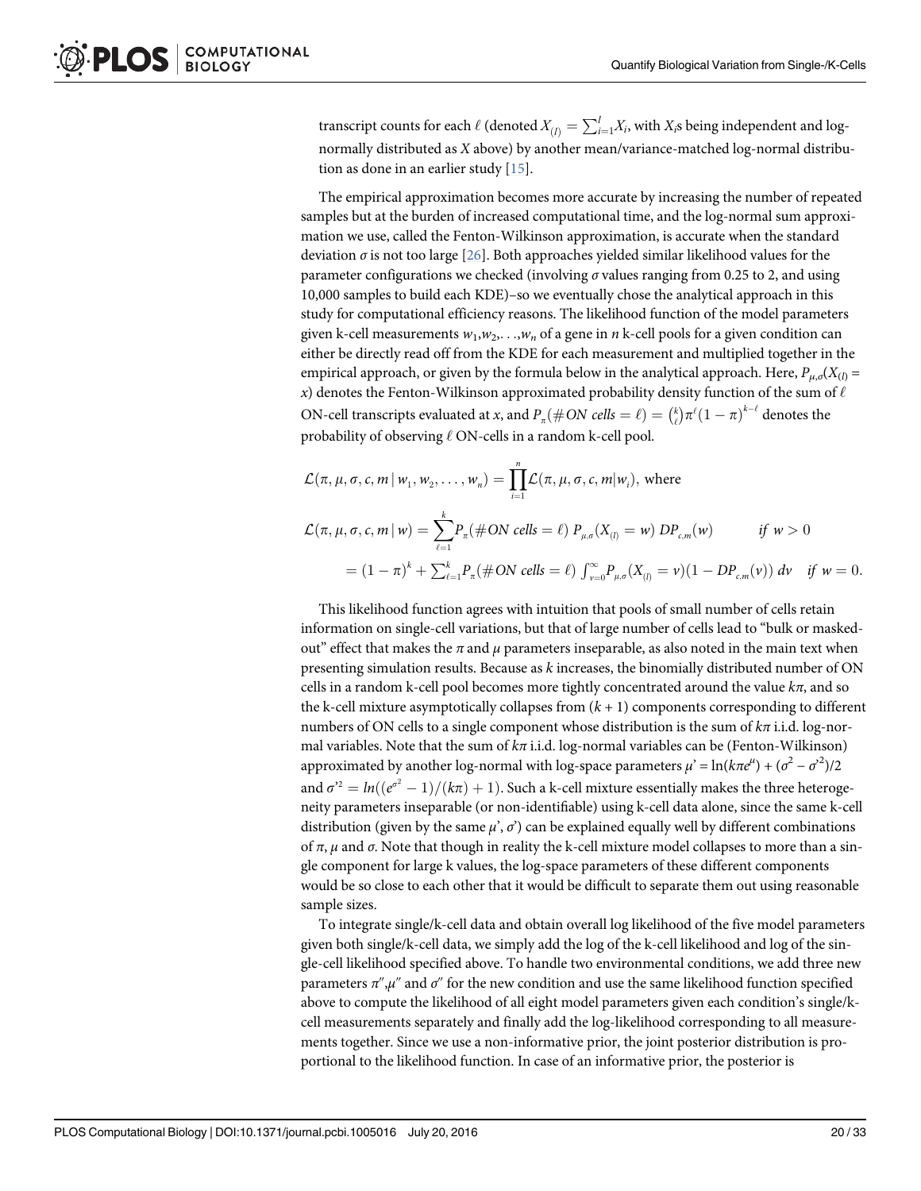transcript counts for each $\ell$ (denoted $X_{(l)} = \sum_{i=1}^{l} X_i$, with $X_i$s being independent and log-normally distributed as $X$ above) by another mean/variance-matched log-normal distribution as done in an earlier study [15].

The empirical approximation becomes more accurate by increasing the number of repeated samples but at the burden of increased computational time, and the log-normal sum approximation we use, called the Fenton-Wilkinson approximation, is accurate when the standard deviation $\sigma$ is not too large [26]. Both approaches yielded similar likelihood values for the parameter configurations we checked (involving $\sigma$ values ranging from 0.25 to 2, and using 10,000 samples to build each KDE)–so we eventually chose the analytical approach in this study for computational efficiency reasons. The likelihood function of the model parameters given k-cell measurements $w_1, w_2, \ldots, w_n$ of a gene in $n$ k-cell pools for a given condition can either be directly read off from the KDE for each measurement and multiplied together in the empirical approach, or given by the formula below in the analytical approach. Here, $P_{\mu,\sigma}(X_{(l)} = x)$ denotes the Fenton-Wilkinson approximated probability density function of the sum of $\ell$ ON-cell transcripts evaluated at $x$, and $P_\pi(\#ON\ cells = \ell) = \binom{k}{\ell}\pi^\ell(1-\pi)^{k-\ell}$ denotes the probability of observing $\ell$ ON-cells in a random k-cell pool.

$$\mathcal{L}(\pi, \mu, \sigma, c, m \mid w_1, w_2, \ldots, w_n) = \prod_{i=1}^{n} \mathcal{L}(\pi, \mu, \sigma, c, m \mid w_i), \text{ where}$$

$$\mathcal{L}(\pi, \mu, \sigma, c, m \mid w) = \sum_{\ell=1}^{k} P_\pi(\#ON\ cells = \ell)\ P_{\mu,\sigma}(X_{(l)} = w)\ DP_{c,m}(w) \qquad if\ w > 0$$

$$= (1-\pi)^k + \sum_{\ell=1}^{k} P_\pi(\#ON\ cells = \ell) \int_{v=0}^{\infty} P_{\mu,\sigma}(X_{(l)} = v)(1 - DP_{c,m}(v))\ dv \quad if\ w = 0.$$

This likelihood function agrees with intuition that pools of small number of cells retain information on single-cell variations, but that of large number of cells lead to "bulk or masked-out" effect that makes the $\pi$ and $\mu$ parameters inseparable, as also noted in the main text when presenting simulation results. Because as $k$ increases, the binomially distributed number of ON cells in a random k-cell pool becomes more tightly concentrated around the value $k\pi$, and so the k-cell mixture asymptotically collapses from $(k + 1)$ components corresponding to different numbers of ON cells to a single component whose distribution is the sum of $k\pi$ i.i.d. log-normal variables. Note that the sum of $k\pi$ i.i.d. log-normal variables can be (Fenton-Wilkinson) approximated by another log-normal with log-space parameters $\mu' = \ln(k\pi e^{\mu}) + (\sigma^2 - \sigma'^2)/2$ and $\sigma'^2 = \ln((e^{\sigma^2} - 1)/(k\pi) + 1)$. Such a k-cell mixture essentially makes the three heterogeneity parameters inseparable (or non-identifiable) using k-cell data alone, since the same k-cell distribution (given by the same $\mu'$, $\sigma'$) can be explained equally well by different combinations of $\pi$, $\mu$ and $\sigma$. Note that though in reality the k-cell mixture model collapses to more than a single component for large k values, the log-space parameters of these different components would be so close to each other that it would be difficult to separate them out using reasonable sample sizes.

To integrate single/k-cell data and obtain overall log likelihood of the five model parameters given both single/k-cell data, we simply add the log of the k-cell likelihood and log of the single-cell likelihood specified above. To handle two environmental conditions, we add three new parameters $\pi''$, $\mu''$ and $\sigma''$ for the new condition and use the same likelihood function specified above to compute the likelihood of all eight model parameters given each condition's single/k-cell measurements separately and finally add the log-likelihood corresponding to all measurements together. Since we use a non-informative prior, the joint posterior distribution is proportional to the likelihood function. In case of an informative prior, the posterior is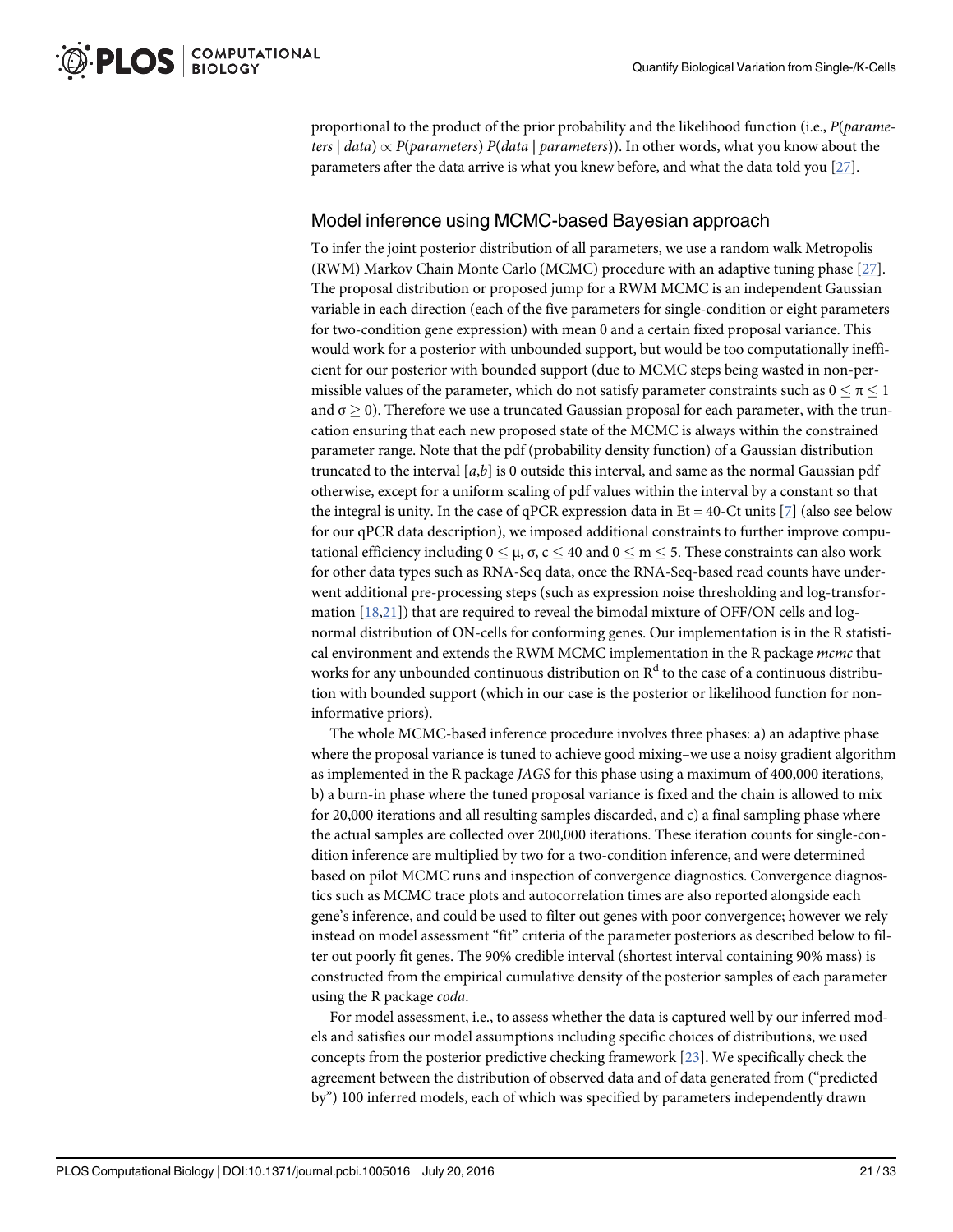proportional to the product of the prior probability and the likelihood function (i.e., *P*(*parameters* | *data*) ∝ *P*(*parameters*) *P*(*data* | *parameters*)). In other words, what you know about the parameters after the data arrive is what you knew before, and what the data told you [27].

## Model inference using MCMC-based Bayesian approach

To infer the joint posterior distribution of all parameters, we use a random walk Metropolis (RWM) Markov Chain Monte Carlo (MCMC) procedure with an adaptive tuning phase [27]. The proposal distribution or proposed jump for a RWM MCMC is an independent Gaussian variable in each direction (each of the five parameters for single-condition or eight parameters for two-condition gene expression) with mean 0 and a certain fixed proposal variance. This would work for a posterior with unbounded support, but would be too computationally inefficient for our posterior with bounded support (due to MCMC steps being wasted in non-permissible values of the parameter, which do not satisfy parameter constraints such as $0 \leq \pi \leq 1$ and $\sigma \geq 0$). Therefore we use a truncated Gaussian proposal for each parameter, with the truncation ensuring that each new proposed state of the MCMC is always within the constrained parameter range. Note that the pdf (probability density function) of a Gaussian distribution truncated to the interval $[a,b]$ is 0 outside this interval, and same as the normal Gaussian pdf otherwise, except for a uniform scaling of pdf values within the interval by a constant so that the integral is unity. In the case of qPCR expression data in Et = 40-Ct units [7] (also see below for our qPCR data description), we imposed additional constraints to further improve computational efficiency including $0 \leq \mu, \sigma, c \leq 40$ and $0 \leq m \leq 5$. These constraints can also work for other data types such as RNA-Seq data, once the RNA-Seq-based read counts have underwent additional pre-processing steps (such as expression noise thresholding and log-transformation [18,21]) that are required to reveal the bimodal mixture of OFF/ON cells and log-normal distribution of ON-cells for conforming genes. Our implementation is in the R statistical environment and extends the RWM MCMC implementation in the R package *mcmc* that works for any unbounded continuous distribution on $R^d$ to the case of a continuous distribution with bounded support (which in our case is the posterior or likelihood function for non-informative priors).

The whole MCMC-based inference procedure involves three phases: a) an adaptive phase where the proposal variance is tuned to achieve good mixing–we use a noisy gradient algorithm as implemented in the R package *JAGS* for this phase using a maximum of 400,000 iterations, b) a burn-in phase where the tuned proposal variance is fixed and the chain is allowed to mix for 20,000 iterations and all resulting samples discarded, and c) a final sampling phase where the actual samples are collected over 200,000 iterations. These iteration counts for single-condition inference are multiplied by two for a two-condition inference, and were determined based on pilot MCMC runs and inspection of convergence diagnostics. Convergence diagnostics such as MCMC trace plots and autocorrelation times are also reported alongside each gene's inference, and could be used to filter out genes with poor convergence; however we rely instead on model assessment "fit" criteria of the parameter posteriors as described below to filter out poorly fit genes. The 90% credible interval (shortest interval containing 90% mass) is constructed from the empirical cumulative density of the posterior samples of each parameter using the R package *coda*.

For model assessment, i.e., to assess whether the data is captured well by our inferred models and satisfies our model assumptions including specific choices of distributions, we used concepts from the posterior predictive checking framework [23]. We specifically check the agreement between the distribution of observed data and of data generated from ("predicted by") 100 inferred models, each of which was specified by parameters independently drawn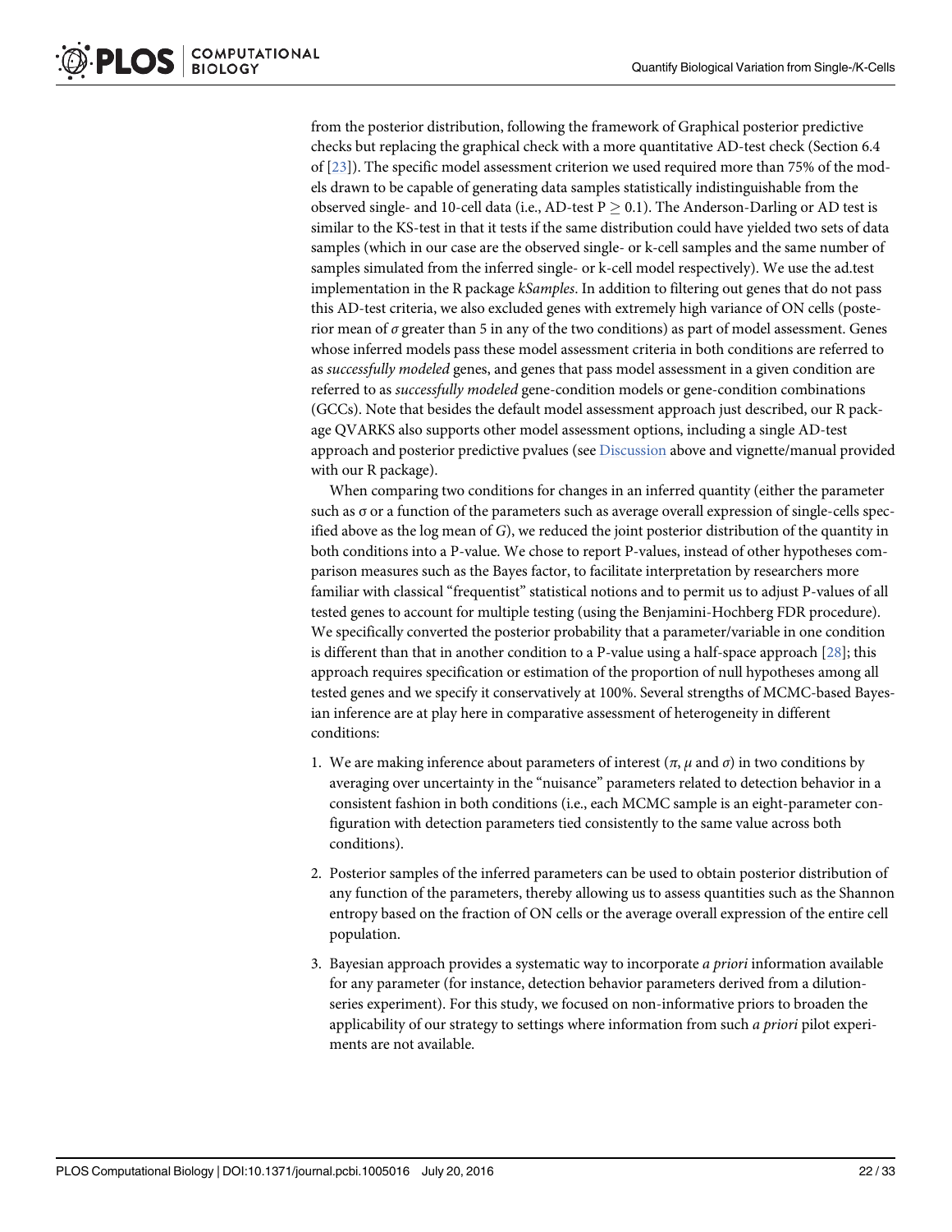from the posterior distribution, following the framework of Graphical posterior predictive checks but replacing the graphical check with a more quantitative AD-test check (Section 6.4 of [23]). The specific model assessment criterion we used required more than 75% of the models drawn to be capable of generating data samples statistically indistinguishable from the observed single- and 10-cell data (i.e., AD-test $P \geq 0.1$). The Anderson-Darling or AD test is similar to the KS-test in that it tests if the same distribution could have yielded two sets of data samples (which in our case are the observed single- or k-cell samples and the same number of samples simulated from the inferred single- or k-cell model respectively). We use the ad.test implementation in the R package *kSamples*. In addition to filtering out genes that do not pass this AD-test criteria, we also excluded genes with extremely high variance of ON cells (posterior mean of $\sigma$ greater than 5 in any of the two conditions) as part of model assessment. Genes whose inferred models pass these model assessment criteria in both conditions are referred to as *successfully modeled* genes, and genes that pass model assessment in a given condition are referred to as *successfully modeled* gene-condition models or gene-condition combinations (GCCs). Note that besides the default model assessment approach just described, our R package QVARKS also supports other model assessment options, including a single AD-test approach and posterior predictive pvalues (see Discussion above and vignette/manual provided with our R package).

When comparing two conditions for changes in an inferred quantity (either the parameter such as $\sigma$ or a function of the parameters such as average overall expression of single-cells specified above as the log mean of $G$), we reduced the joint posterior distribution of the quantity in both conditions into a P-value. We chose to report P-values, instead of other hypotheses comparison measures such as the Bayes factor, to facilitate interpretation by researchers more familiar with classical "frequentist" statistical notions and to permit us to adjust P-values of all tested genes to account for multiple testing (using the Benjamini-Hochberg FDR procedure). We specifically converted the posterior probability that a parameter/variable in one condition is different than that in another condition to a P-value using a half-space approach [28]; this approach requires specification or estimation of the proportion of null hypotheses among all tested genes and we specify it conservatively at 100%. Several strengths of MCMC-based Bayesian inference are at play here in comparative assessment of heterogeneity in different conditions:

1. We are making inference about parameters of interest ($\pi$, $\mu$ and $\sigma$) in two conditions by averaging over uncertainty in the "nuisance" parameters related to detection behavior in a consistent fashion in both conditions (i.e., each MCMC sample is an eight-parameter configuration with detection parameters tied consistently to the same value across both conditions).
2. Posterior samples of the inferred parameters can be used to obtain posterior distribution of any function of the parameters, thereby allowing us to assess quantities such as the Shannon entropy based on the fraction of ON cells or the average overall expression of the entire cell population.
3. Bayesian approach provides a systematic way to incorporate *a priori* information available for any parameter (for instance, detection behavior parameters derived from a dilution-series experiment). For this study, we focused on non-informative priors to broaden the applicability of our strategy to settings where information from such *a priori* pilot experiments are not available.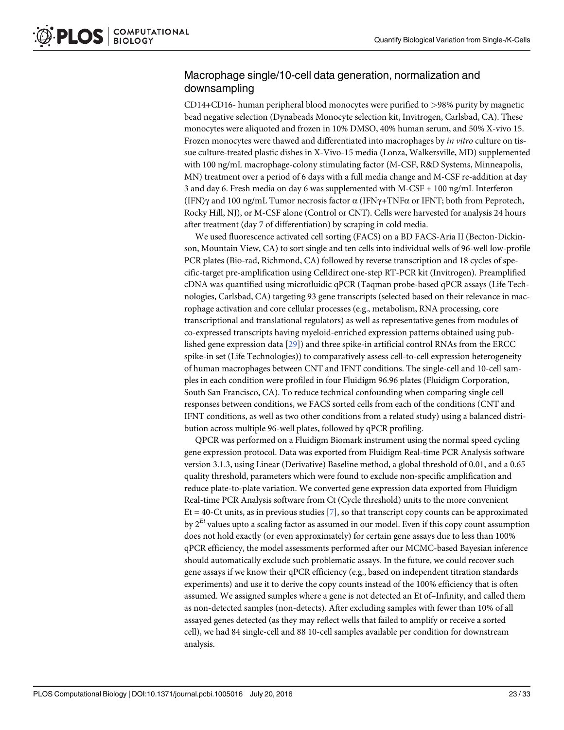## Macrophage single/10-cell data generation, normalization and downsampling

CD14+CD16- human peripheral blood monocytes were purified to >98% purity by magnetic bead negative selection (Dynabeads Monocyte selection kit, Invitrogen, Carlsbad, CA). These monocytes were aliquoted and frozen in 10% DMSO, 40% human serum, and 50% X-vivo 15. Frozen monocytes were thawed and differentiated into macrophages by *in vitro* culture on tissue culture-treated plastic dishes in X-Vivo-15 media (Lonza, Walkersville, MD) supplemented with 100 ng/mL macrophage-colony stimulating factor (M-CSF, R&D Systems, Minneapolis, MN) treatment over a period of 6 days with a full media change and M-CSF re-addition at day 3 and day 6. Fresh media on day 6 was supplemented with M-CSF + 100 ng/mL Interferon (IFN)γ and 100 ng/mL Tumor necrosis factor α (IFNγ+TNFα or IFNT; both from Peprotech, Rocky Hill, NJ), or M-CSF alone (Control or CNT). Cells were harvested for analysis 24 hours after treatment (day 7 of differentiation) by scraping in cold media.

We used fluorescence activated cell sorting (FACS) on a BD FACS-Aria II (Becton-Dickinson, Mountain View, CA) to sort single and ten cells into individual wells of 96-well low-profile PCR plates (Bio-rad, Richmond, CA) followed by reverse transcription and 18 cycles of specific-target pre-amplification using Celldirect one-step RT-PCR kit (Invitrogen). Preamplified cDNA was quantified using microfluidic qPCR (Taqman probe-based qPCR assays (Life Technologies, Carlsbad, CA) targeting 93 gene transcripts (selected based on their relevance in macrophage activation and core cellular processes (e.g., metabolism, RNA processing, core transcriptional and translational regulators) as well as representative genes from modules of co-expressed transcripts having myeloid-enriched expression patterns obtained using published gene expression data [29]) and three spike-in artificial control RNAs from the ERCC spike-in set (Life Technologies)) to comparatively assess cell-to-cell expression heterogeneity of human macrophages between CNT and IFNT conditions. The single-cell and 10-cell samples in each condition were profiled in four Fluidigm 96.96 plates (Fluidigm Corporation, South San Francisco, CA). To reduce technical confounding when comparing single cell responses between conditions, we FACS sorted cells from each of the conditions (CNT and IFNT conditions, as well as two other conditions from a related study) using a balanced distribution across multiple 96-well plates, followed by qPCR profiling.

QPCR was performed on a Fluidigm Biomark instrument using the normal speed cycling gene expression protocol. Data was exported from Fluidigm Real-time PCR Analysis software version 3.1.3, using Linear (Derivative) Baseline method, a global threshold of 0.01, and a 0.65 quality threshold, parameters which were found to exclude non-specific amplification and reduce plate-to-plate variation. We converted gene expression data exported from Fluidigm Real-time PCR Analysis software from Ct (Cycle threshold) units to the more convenient Et = 40-Ct units, as in previous studies [7], so that transcript copy counts can be approximated by $2^{Et}$ values upto a scaling factor as assumed in our model. Even if this copy count assumption does not hold exactly (or even approximately) for certain gene assays due to less than 100% qPCR efficiency, the model assessments performed after our MCMC-based Bayesian inference should automatically exclude such problematic assays. In the future, we could recover such gene assays if we know their qPCR efficiency (e.g., based on independent titration standards experiments) and use it to derive the copy counts instead of the 100% efficiency that is often assumed. We assigned samples where a gene is not detected an Et of–Infinity, and called them as non-detected samples (non-detects). After excluding samples with fewer than 10% of all assayed genes detected (as they may reflect wells that failed to amplify or receive a sorted cell), we had 84 single-cell and 88 10-cell samples available per condition for downstream analysis.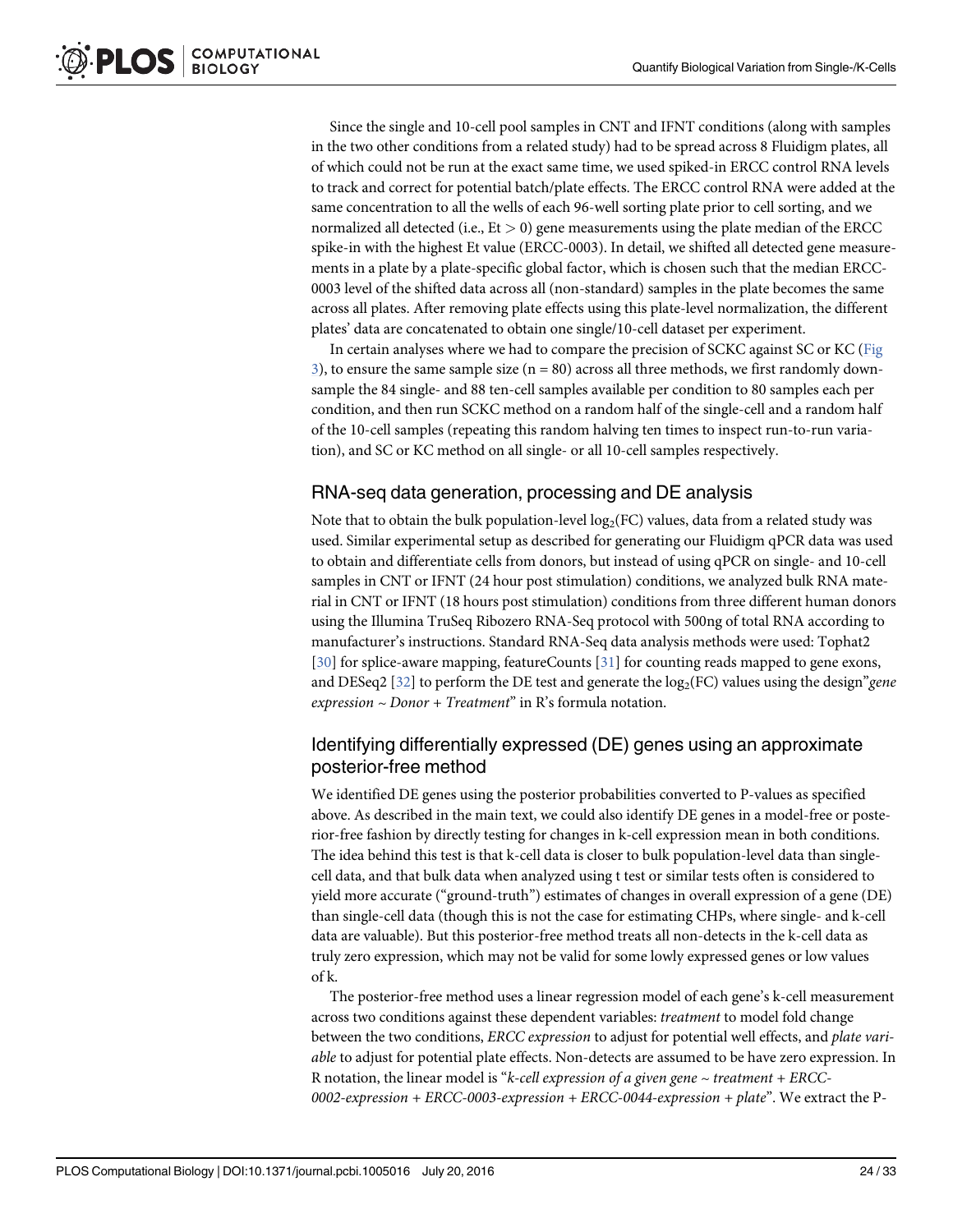Since the single and 10-cell pool samples in CNT and IFNT conditions (along with samples in the two other conditions from a related study) had to be spread across 8 Fluidigm plates, all of which could not be run at the exact same time, we used spiked-in ERCC control RNA levels to track and correct for potential batch/plate effects. The ERCC control RNA were added at the same concentration to all the wells of each 96-well sorting plate prior to cell sorting, and we normalized all detected (i.e., Et $> 0$) gene measurements using the plate median of the ERCC spike-in with the highest Et value (ERCC-0003). In detail, we shifted all detected gene measurements in a plate by a plate-specific global factor, which is chosen such that the median ERCC-0003 level of the shifted data across all (non-standard) samples in the plate becomes the same across all plates. After removing plate effects using this plate-level normalization, the different plates' data are concatenated to obtain one single/10-cell dataset per experiment.

In certain analyses where we had to compare the precision of SCKC against SC or KC (Fig 3), to ensure the same sample size ($n = 80$) across all three methods, we first randomly downsample the 84 single- and 88 ten-cell samples available per condition to 80 samples each per condition, and then run SCKC method on a random half of the single-cell and a random half of the 10-cell samples (repeating this random halving ten times to inspect run-to-run variation), and SC or KC method on all single- or all 10-cell samples respectively.

## RNA-seq data generation, processing and DE analysis

Note that to obtain the bulk population-level $\log_2$(FC) values, data from a related study was used. Similar experimental setup as described for generating our Fluidigm qPCR data was used to obtain and differentiate cells from donors, but instead of using qPCR on single- and 10-cell samples in CNT or IFNT (24 hour post stimulation) conditions, we analyzed bulk RNA material in CNT or IFNT (18 hours post stimulation) conditions from three different human donors using the Illumina TruSeq Ribozero RNA-Seq protocol with 500ng of total RNA according to manufacturer's instructions. Standard RNA-Seq data analysis methods were used: Tophat2 [30] for splice-aware mapping, featureCounts [31] for counting reads mapped to gene exons, and DESeq2 [32] to perform the DE test and generate the $\log_2$(FC) values using the design"*gene expression ~ Donor + Treatment*" in R's formula notation.

## Identifying differentially expressed (DE) genes using an approximate posterior-free method

We identified DE genes using the posterior probabilities converted to P-values as specified above. As described in the main text, we could also identify DE genes in a model-free or posterior-free fashion by directly testing for changes in k-cell expression mean in both conditions. The idea behind this test is that k-cell data is closer to bulk population-level data than single-cell data, and that bulk data when analyzed using t test or similar tests often is considered to yield more accurate ("ground-truth") estimates of changes in overall expression of a gene (DE) than single-cell data (though this is not the case for estimating CHPs, where single- and k-cell data are valuable). But this posterior-free method treats all non-detects in the k-cell data as truly zero expression, which may not be valid for some lowly expressed genes or low values of k.

The posterior-free method uses a linear regression model of each gene's k-cell measurement across two conditions against these dependent variables: *treatment* to model fold change between the two conditions, *ERCC expression* to adjust for potential well effects, and *plate variable* to adjust for potential plate effects. Non-detects are assumed to be have zero expression. In R notation, the linear model is "*k-cell expression of a given gene ~ treatment + ERCC-0002-expression + ERCC-0003-expression + ERCC-0044-expression + plate*". We extract the P-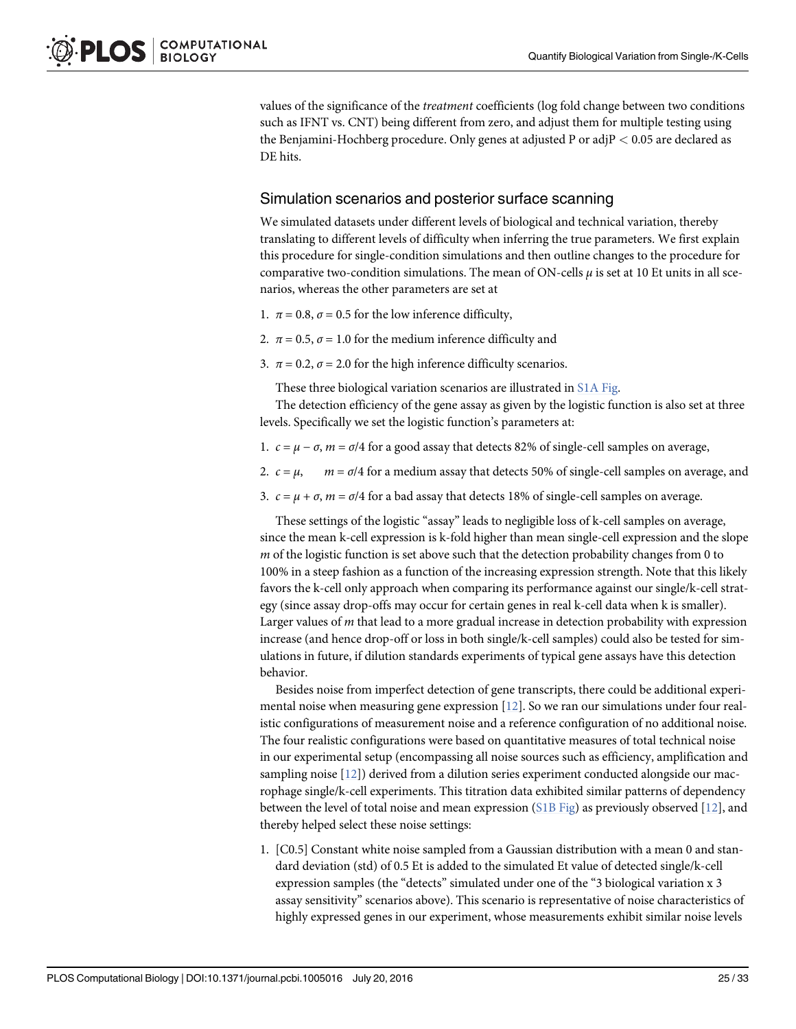values of the significance of the *treatment* coefficients (log fold change between two conditions such as IFNT vs. CNT) being different from zero, and adjust them for multiple testing using the Benjamini-Hochberg procedure. Only genes at adjusted P or adjP $< 0.05$ are declared as DE hits.

## Simulation scenarios and posterior surface scanning

We simulated datasets under different levels of biological and technical variation, thereby translating to different levels of difficulty when inferring the true parameters. We first explain this procedure for single-condition simulations and then outline changes to the procedure for comparative two-condition simulations. The mean of ON-cells $\mu$ is set at 10 Et units in all scenarios, whereas the other parameters are set at

1. $\pi = 0.8, \sigma = 0.5$ for the low inference difficulty,
2. $\pi = 0.5, \sigma = 1.0$ for the medium inference difficulty and
3. $\pi = 0.2, \sigma = 2.0$ for the high inference difficulty scenarios.

These three biological variation scenarios are illustrated in S1A Fig.

The detection efficiency of the gene assay as given by the logistic function is also set at three levels. Specifically we set the logistic function's parameters at:

1. $c = \mu - \sigma, m = \sigma/4$ for a good assay that detects 82% of single-cell samples on average,
2. $c = \mu, \quad m = \sigma/4$ for a medium assay that detects 50% of single-cell samples on average, and
3. $c = \mu + \sigma, m = \sigma/4$ for a bad assay that detects 18% of single-cell samples on average.

These settings of the logistic "assay" leads to negligible loss of k-cell samples on average, since the mean k-cell expression is k-fold higher than mean single-cell expression and the slope $m$ of the logistic function is set above such that the detection probability changes from 0 to 100% in a steep fashion as a function of the increasing expression strength. Note that this likely favors the k-cell only approach when comparing its performance against our single/k-cell strategy (since assay drop-offs may occur for certain genes in real k-cell data when k is smaller). Larger values of $m$ that lead to a more gradual increase in detection probability with expression increase (and hence drop-off or loss in both single/k-cell samples) could also be tested for simulations in future, if dilution standards experiments of typical gene assays have this detection behavior.

Besides noise from imperfect detection of gene transcripts, there could be additional experimental noise when measuring gene expression [12]. So we ran our simulations under four realistic configurations of measurement noise and a reference configuration of no additional noise. The four realistic configurations were based on quantitative measures of total technical noise in our experimental setup (encompassing all noise sources such as efficiency, amplification and sampling noise [12]) derived from a dilution series experiment conducted alongside our macrophage single/k-cell experiments. This titration data exhibited similar patterns of dependency between the level of total noise and mean expression (S1B Fig) as previously observed [12], and thereby helped select these noise settings:

1. [C0.5] Constant white noise sampled from a Gaussian distribution with a mean 0 and standard deviation (std) of 0.5 Et is added to the simulated Et value of detected single/k-cell expression samples (the "detects" simulated under one of the "3 biological variation x 3 assay sensitivity" scenarios above). This scenario is representative of noise characteristics of highly expressed genes in our experiment, whose measurements exhibit similar noise levels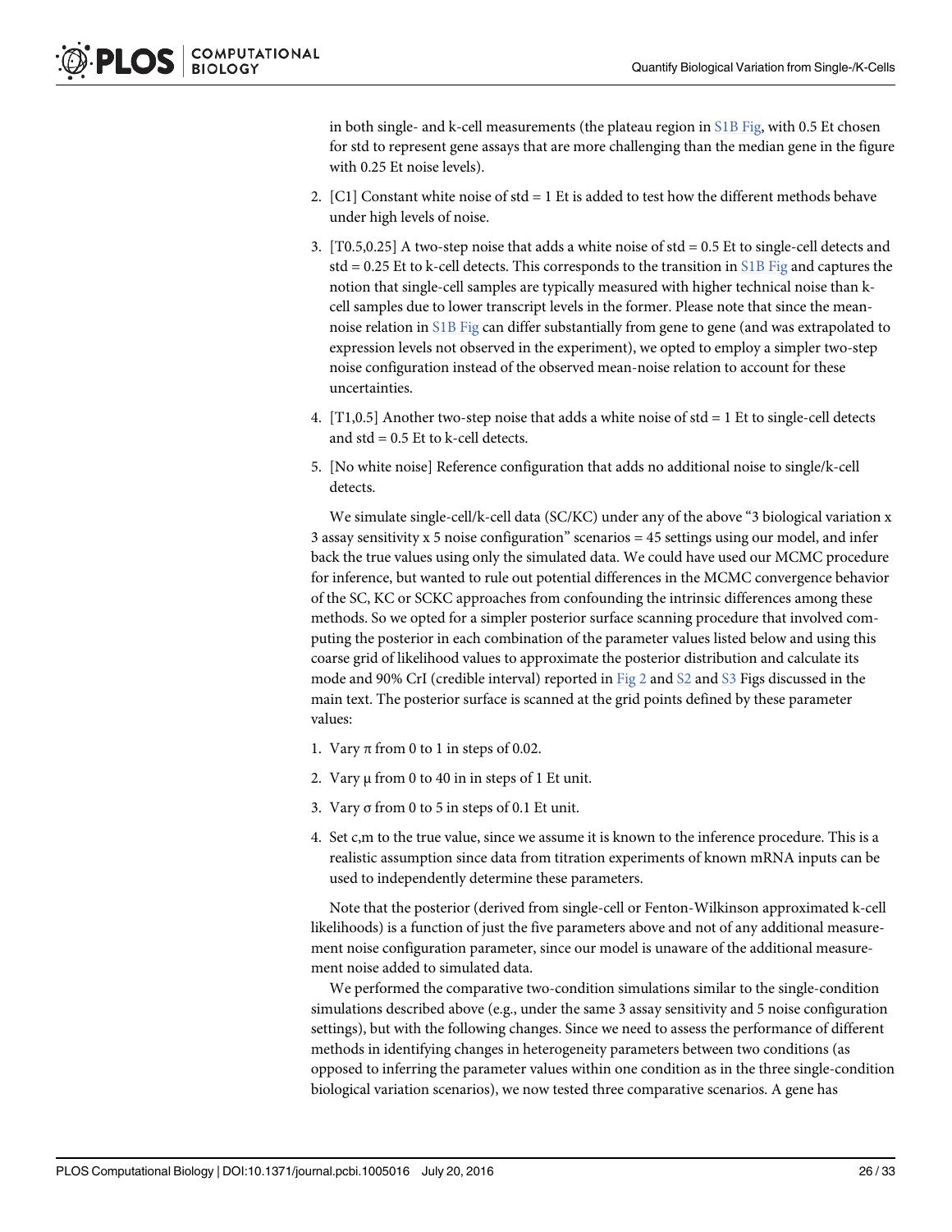in both single- and k-cell measurements (the plateau region in S1B Fig, with 0.5 Et chosen for std to represent gene assays that are more challenging than the median gene in the figure with 0.25 Et noise levels).

2. [C1] Constant white noise of std = 1 Et is added to test how the different methods behave under high levels of noise.
3. [T0.5,0.25] A two-step noise that adds a white noise of std = 0.5 Et to single-cell detects and std = 0.25 Et to k-cell detects. This corresponds to the transition in S1B Fig and captures the notion that single-cell samples are typically measured with higher technical noise than k-cell samples due to lower transcript levels in the former. Please note that since the mean-noise relation in S1B Fig can differ substantially from gene to gene (and was extrapolated to expression levels not observed in the experiment), we opted to employ a simpler two-step noise configuration instead of the observed mean-noise relation to account for these uncertainties.
4. [T1,0.5] Another two-step noise that adds a white noise of std = 1 Et to single-cell detects and std = 0.5 Et to k-cell detects.
5. [No white noise] Reference configuration that adds no additional noise to single/k-cell detects.

We simulate single-cell/k-cell data (SC/KC) under any of the above "3 biological variation x 3 assay sensitivity x 5 noise configuration" scenarios = 45 settings using our model, and infer back the true values using only the simulated data. We could have used our MCMC procedure for inference, but wanted to rule out potential differences in the MCMC convergence behavior of the SC, KC or SCKC approaches from confounding the intrinsic differences among these methods. So we opted for a simpler posterior surface scanning procedure that involved computing the posterior in each combination of the parameter values listed below and using this coarse grid of likelihood values to approximate the posterior distribution and calculate its mode and 90% CrI (credible interval) reported in Fig 2 and S2 and S3 Figs discussed in the main text. The posterior surface is scanned at the grid points defined by these parameter values:

1. Vary $\pi$ from 0 to 1 in steps of 0.02.
2. Vary $\mu$ from 0 to 40 in in steps of 1 Et unit.
3. Vary $\sigma$ from 0 to 5 in steps of 0.1 Et unit.
4. Set c,m to the true value, since we assume it is known to the inference procedure. This is a realistic assumption since data from titration experiments of known mRNA inputs can be used to independently determine these parameters.

Note that the posterior (derived from single-cell or Fenton-Wilkinson approximated k-cell likelihoods) is a function of just the five parameters above and not of any additional measurement noise configuration parameter, since our model is unaware of the additional measurement noise added to simulated data.

We performed the comparative two-condition simulations similar to the single-condition simulations described above (e.g., under the same 3 assay sensitivity and 5 noise configuration settings), but with the following changes. Since we need to assess the performance of different methods in identifying changes in heterogeneity parameters between two conditions (as opposed to inferring the parameter values within one condition as in the three single-condition biological variation scenarios), we now tested three comparative scenarios. A gene has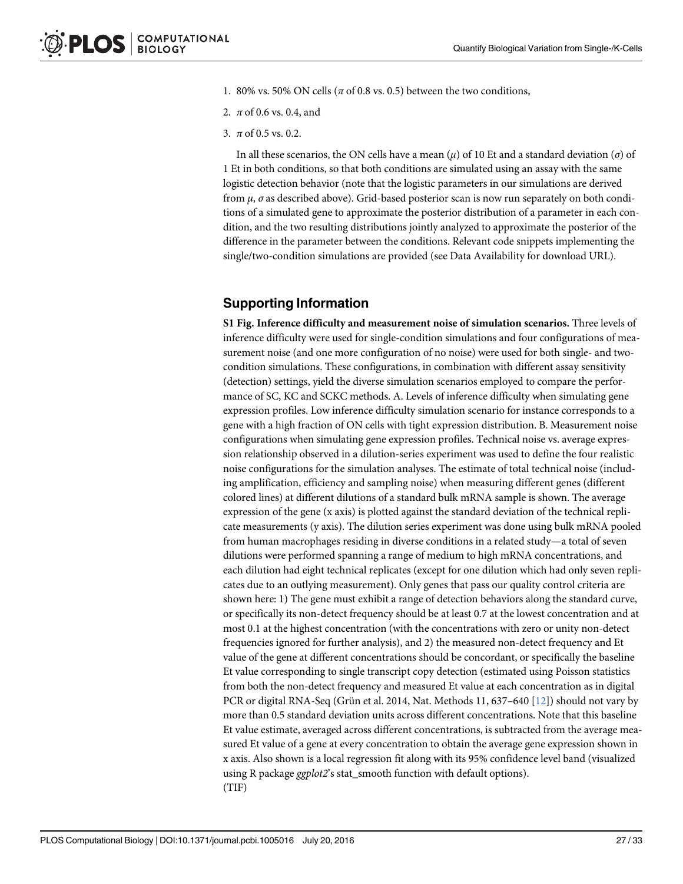1. 80% vs. 50% ON cells ($\pi$ of 0.8 vs. 0.5) between the two conditions,
2. $\pi$ of 0.6 vs. 0.4, and
3. $\pi$ of 0.5 vs. 0.2.

In all these scenarios, the ON cells have a mean ($\mu$) of 10 Et and a standard deviation ($\sigma$) of 1 Et in both conditions, so that both conditions are simulated using an assay with the same logistic detection behavior (note that the logistic parameters in our simulations are derived from $\mu$, $\sigma$ as described above). Grid-based posterior scan is now run separately on both conditions of a simulated gene to approximate the posterior distribution of a parameter in each condition, and the two resulting distributions jointly analyzed to approximate the posterior of the difference in the parameter between the conditions. Relevant code snippets implementing the single/two-condition simulations are provided (see Data Availability for download URL).

## Supporting Information

**S1 Fig. Inference difficulty and measurement noise of simulation scenarios.** Three levels of inference difficulty were used for single-condition simulations and four configurations of measurement noise (and one more configuration of no noise) were used for both single- and two-condition simulations. These configurations, in combination with different assay sensitivity (detection) settings, yield the diverse simulation scenarios employed to compare the performance of SC, KC and SCKC methods. A. Levels of inference difficulty when simulating gene expression profiles. Low inference difficulty simulation scenario for instance corresponds to a gene with a high fraction of ON cells with tight expression distribution. B. Measurement noise configurations when simulating gene expression profiles. Technical noise vs. average expression relationship observed in a dilution-series experiment was used to define the four realistic noise configurations for the simulation analyses. The estimate of total technical noise (including amplification, efficiency and sampling noise) when measuring different genes (different colored lines) at different dilutions of a standard bulk mRNA sample is shown. The average expression of the gene (x axis) is plotted against the standard deviation of the technical replicate measurements (y axis). The dilution series experiment was done using bulk mRNA pooled from human macrophages residing in diverse conditions in a related study—a total of seven dilutions were performed spanning a range of medium to high mRNA concentrations, and each dilution had eight technical replicates (except for one dilution which had only seven replicates due to an outlying measurement). Only genes that pass our quality control criteria are shown here: 1) The gene must exhibit a range of detection behaviors along the standard curve, or specifically its non-detect frequency should be at least 0.7 at the lowest concentration and at most 0.1 at the highest concentration (with the concentrations with zero or unity non-detect frequencies ignored for further analysis), and 2) the measured non-detect frequency and Et value of the gene at different concentrations should be concordant, or specifically the baseline Et value corresponding to single transcript copy detection (estimated using Poisson statistics from both the non-detect frequency and measured Et value at each concentration as in digital PCR or digital RNA-Seq (Grün et al. 2014, Nat. Methods 11, 637–640 [12]) should not vary by more than 0.5 standard deviation units across different concentrations. Note that this baseline Et value estimate, averaged across different concentrations, is subtracted from the average measured Et value of a gene at every concentration to obtain the average gene expression shown in x axis. Also shown is a local regression fit along with its 95% confidence level band (visualized using R package *ggplot2*'s stat_smooth function with default options).
(TIF)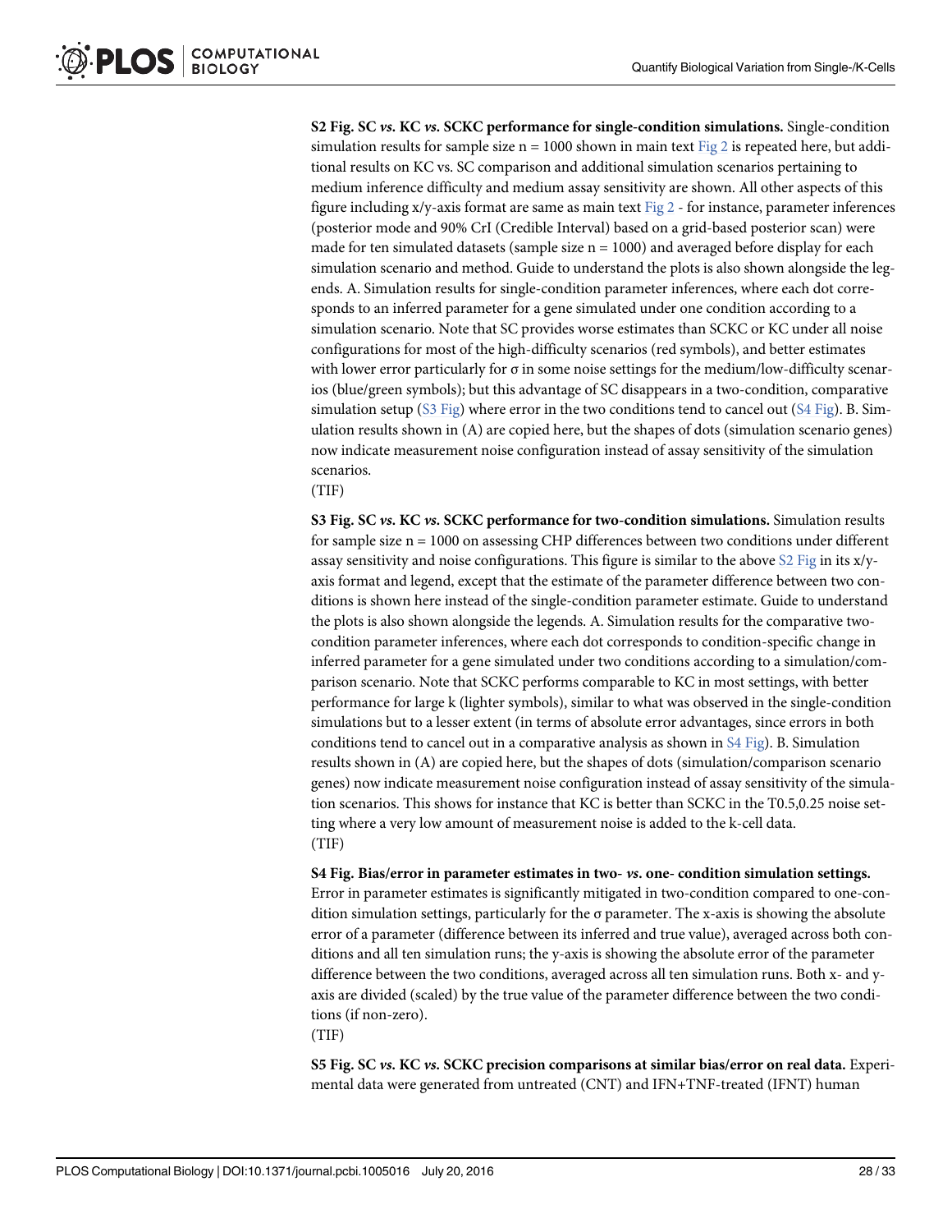**S2 Fig. SC *vs*. KC *vs*. SCKC performance for single-condition simulations.** Single-condition simulation results for sample size n = 1000 shown in main text Fig 2 is repeated here, but additional results on KC vs. SC comparison and additional simulation scenarios pertaining to medium inference difficulty and medium assay sensitivity are shown. All other aspects of this figure including x/y-axis format are same as main text Fig 2 - for instance, parameter inferences (posterior mode and 90% CrI (Credible Interval) based on a grid-based posterior scan) were made for ten simulated datasets (sample size n = 1000) and averaged before display for each simulation scenario and method. Guide to understand the plots is also shown alongside the legends. A. Simulation results for single-condition parameter inferences, where each dot corresponds to an inferred parameter for a gene simulated under one condition according to a simulation scenario. Note that SC provides worse estimates than SCKC or KC under all noise configurations for most of the high-difficulty scenarios (red symbols), and better estimates with lower error particularly for σ in some noise settings for the medium/low-difficulty scenarios (blue/green symbols); but this advantage of SC disappears in a two-condition, comparative simulation setup (S3 Fig) where error in the two conditions tend to cancel out (S4 Fig). B. Simulation results shown in (A) are copied here, but the shapes of dots (simulation scenario genes) now indicate measurement noise configuration instead of assay sensitivity of the simulation scenarios.

(TIF)

**S3 Fig. SC *vs*. KC *vs*. SCKC performance for two-condition simulations.** Simulation results for sample size n = 1000 on assessing CHP differences between two conditions under different assay sensitivity and noise configurations. This figure is similar to the above S2 Fig in its x/y-axis format and legend, except that the estimate of the parameter difference between two conditions is shown here instead of the single-condition parameter estimate. Guide to understand the plots is also shown alongside the legends. A. Simulation results for the comparative two-condition parameter inferences, where each dot corresponds to condition-specific change in inferred parameter for a gene simulated under two conditions according to a simulation/comparison scenario. Note that SCKC performs comparable to KC in most settings, with better performance for large k (lighter symbols), similar to what was observed in the single-condition simulations but to a lesser extent (in terms of absolute error advantages, since errors in both conditions tend to cancel out in a comparative analysis as shown in S4 Fig). B. Simulation results shown in (A) are copied here, but the shapes of dots (simulation/comparison scenario genes) now indicate measurement noise configuration instead of assay sensitivity of the simulation scenarios. This shows for instance that KC is better than SCKC in the T0.5,0.25 noise setting where a very low amount of measurement noise is added to the k-cell data.

(TIF)

**S4 Fig. Bias/error in parameter estimates in two- *vs*. one- condition simulation settings.** Error in parameter estimates is significantly mitigated in two-condition compared to one-condition simulation settings, particularly for the σ parameter. The x-axis is showing the absolute error of a parameter (difference between its inferred and true value), averaged across both conditions and all ten simulation runs; the y-axis is showing the absolute error of the parameter difference between the two conditions, averaged across all ten simulation runs. Both x- and y-axis are divided (scaled) by the true value of the parameter difference between the two conditions (if non-zero).

(TIF)

**S5 Fig. SC *vs*. KC *vs*. SCKC precision comparisons at similar bias/error on real data.** Experimental data were generated from untreated (CNT) and IFN+TNF-treated (IFNT) human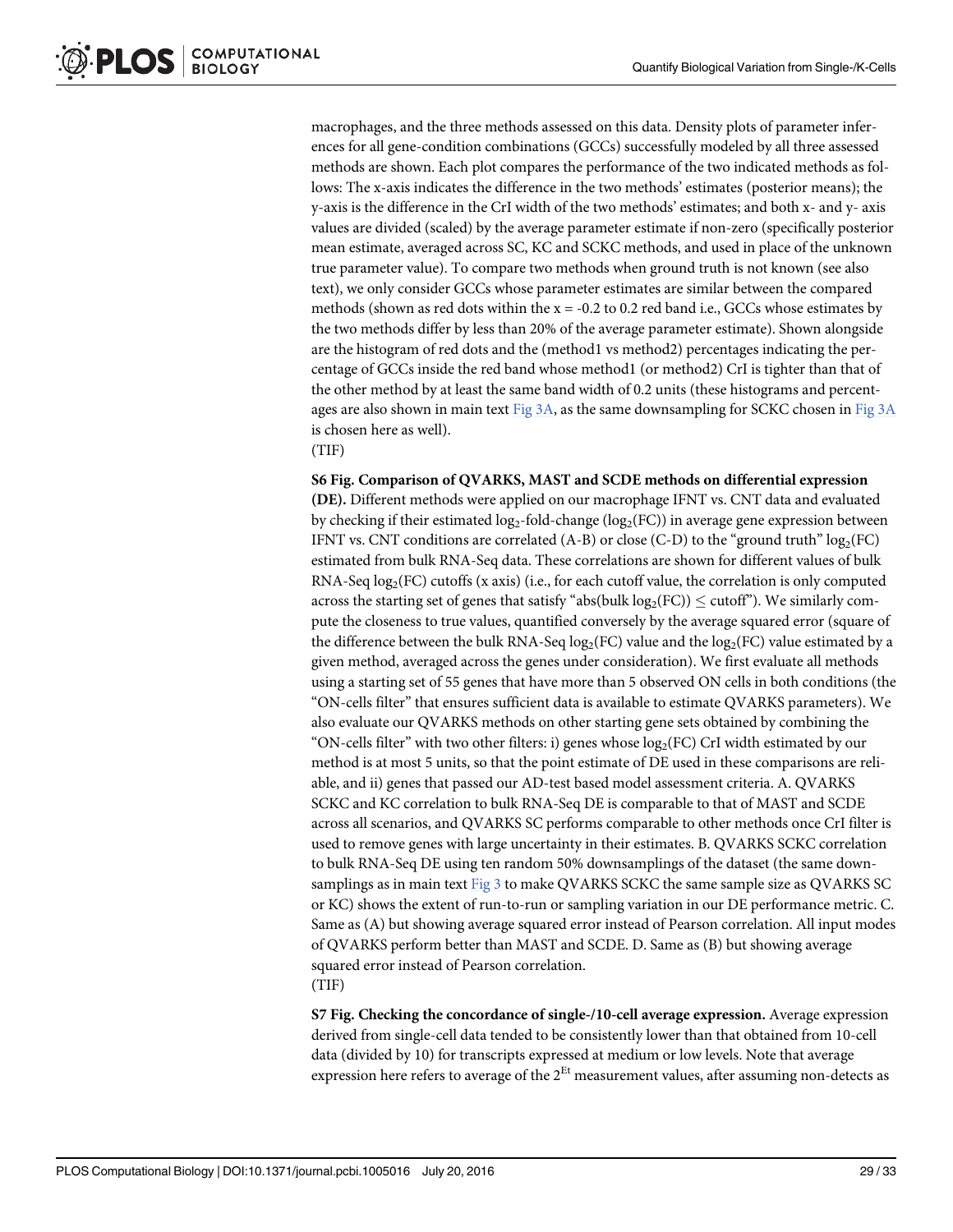macrophages, and the three methods assessed on this data. Density plots of parameter inferences for all gene-condition combinations (GCCs) successfully modeled by all three assessed methods are shown. Each plot compares the performance of the two indicated methods as follows: The x-axis indicates the difference in the two methods' estimates (posterior means); the y-axis is the difference in the CrI width of the two methods' estimates; and both x- and y- axis values are divided (scaled) by the average parameter estimate if non-zero (specifically posterior mean estimate, averaged across SC, KC and SCKC methods, and used in place of the unknown true parameter value). To compare two methods when ground truth is not known (see also text), we only consider GCCs whose parameter estimates are similar between the compared methods (shown as red dots within the x = -0.2 to 0.2 red band i.e., GCCs whose estimates by the two methods differ by less than 20% of the average parameter estimate). Shown alongside are the histogram of red dots and the (method1 vs method2) percentages indicating the percentage of GCCs inside the red band whose method1 (or method2) CrI is tighter than that of the other method by at least the same band width of 0.2 units (these histograms and percentages are also shown in main text Fig 3A, as the same downsampling for SCKC chosen in Fig 3A is chosen here as well).

(TIF)

**S6 Fig. Comparison of QVARKS, MAST and SCDE methods on differential expression (DE).** Different methods were applied on our macrophage IFNT vs. CNT data and evaluated by checking if their estimated $\log_2$-fold-change ($\log_2$(FC)) in average gene expression between IFNT vs. CNT conditions are correlated (A-B) or close (C-D) to the "ground truth" $\log_2$(FC) estimated from bulk RNA-Seq data. These correlations are shown for different values of bulk RNA-Seq $\log_2$(FC) cutoffs (x axis) (i.e., for each cutoff value, the correlation is only computed across the starting set of genes that satisfy "abs(bulk $\log_2$(FC)) $\leq$ cutoff"). We similarly compute the closeness to true values, quantified conversely by the average squared error (square of the difference between the bulk RNA-Seq $\log_2$(FC) value and the $\log_2$(FC) value estimated by a given method, averaged across the genes under consideration). We first evaluate all methods using a starting set of 55 genes that have more than 5 observed ON cells in both conditions (the "ON-cells filter" that ensures sufficient data is available to estimate QVARKS parameters). We also evaluate our QVARKS methods on other starting gene sets obtained by combining the "ON-cells filter" with two other filters: i) genes whose $\log_2$(FC) CrI width estimated by our method is at most 5 units, so that the point estimate of DE used in these comparisons are reliable, and ii) genes that passed our AD-test based model assessment criteria. A. QVARKS SCKC and KC correlation to bulk RNA-Seq DE is comparable to that of MAST and SCDE across all scenarios, and QVARKS SC performs comparable to other methods once CrI filter is used to remove genes with large uncertainty in their estimates. B. QVARKS SCKC correlation to bulk RNA-Seq DE using ten random 50% downsamplings of the dataset (the same downsamplings as in main text Fig 3 to make QVARKS SCKC the same sample size as QVARKS SC or KC) shows the extent of run-to-run or sampling variation in our DE performance metric. C. Same as (A) but showing average squared error instead of Pearson correlation. All input modes of QVARKS perform better than MAST and SCDE. D. Same as (B) but showing average squared error instead of Pearson correlation.

(TIF)

**S7 Fig. Checking the concordance of single-/10-cell average expression.** Average expression derived from single-cell data tended to be consistently lower than that obtained from 10-cell data (divided by 10) for transcripts expressed at medium or low levels. Note that average expression here refers to average of the $2^{Et}$ measurement values, after assuming non-detects as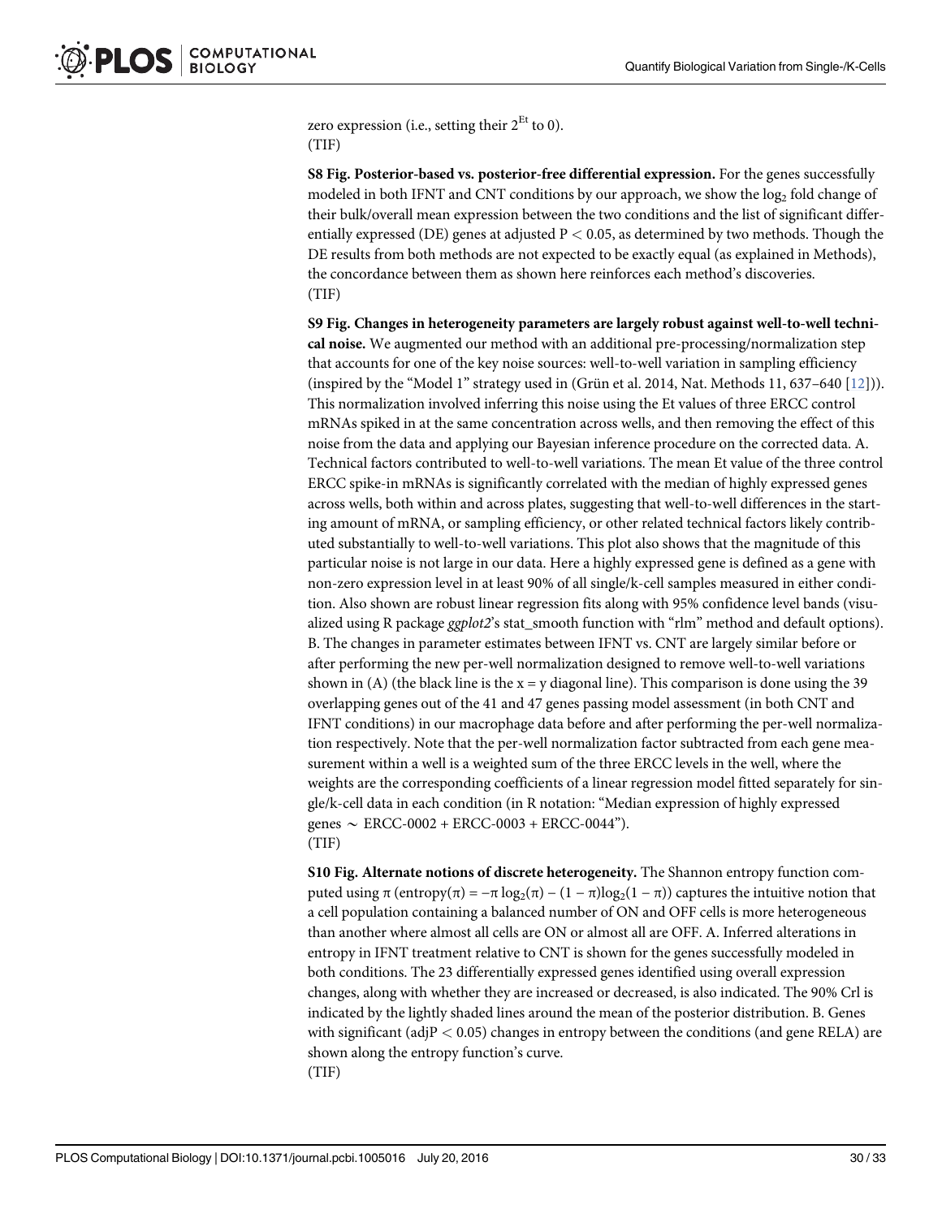zero expression (i.e., setting their $2^{Et}$ to 0).
(TIF)

**S8 Fig. Posterior-based vs. posterior-free differential expression.** For the genes successfully modeled in both IFNT and CNT conditions by our approach, we show the $\log_2$ fold change of their bulk/overall mean expression between the two conditions and the list of significant differentially expressed (DE) genes at adjusted $P < 0.05$, as determined by two methods. Though the DE results from both methods are not expected to be exactly equal (as explained in Methods), the concordance between them as shown here reinforces each method's discoveries.
(TIF)

**S9 Fig. Changes in heterogeneity parameters are largely robust against well-to-well technical noise.** We augmented our method with an additional pre-processing/normalization step that accounts for one of the key noise sources: well-to-well variation in sampling efficiency (inspired by the "Model 1" strategy used in (Grün et al. 2014, Nat. Methods 11, 637–640 [12])). This normalization involved inferring this noise using the Et values of three ERCC control mRNAs spiked in at the same concentration across wells, and then removing the effect of this noise from the data and applying our Bayesian inference procedure on the corrected data. A. Technical factors contributed to well-to-well variations. The mean Et value of the three control ERCC spike-in mRNAs is significantly correlated with the median of highly expressed genes across wells, both within and across plates, suggesting that well-to-well differences in the starting amount of mRNA, or sampling efficiency, or other related technical factors likely contributed substantially to well-to-well variations. This plot also shows that the magnitude of this particular noise is not large in our data. Here a highly expressed gene is defined as a gene with non-zero expression level in at least 90% of all single/k-cell samples measured in either condition. Also shown are robust linear regression fits along with 95% confidence level bands (visualized using R package *ggplot2*'s stat_smooth function with "rlm" method and default options). B. The changes in parameter estimates between IFNT vs. CNT are largely similar before or after performing the new per-well normalization designed to remove well-to-well variations shown in (A) (the black line is the $x = y$ diagonal line). This comparison is done using the 39 overlapping genes out of the 41 and 47 genes passing model assessment (in both CNT and IFNT conditions) in our macrophage data before and after performing the per-well normalization respectively. Note that the per-well normalization factor subtracted from each gene measurement within a well is a weighted sum of the three ERCC levels in the well, where the weights are the corresponding coefficients of a linear regression model fitted separately for single/k-cell data in each condition (in R notation: "Median expression of highly expressed genes ~ ERCC-0002 + ERCC-0003 + ERCC-0044").
(TIF)

**S10 Fig. Alternate notions of discrete heterogeneity.** The Shannon entropy function computed using $\pi$ ($\text{entropy}(\pi) = -\pi \log_2(\pi) - (1 - \pi)\log_2(1 - \pi)$) captures the intuitive notion that a cell population containing a balanced number of ON and OFF cells is more heterogeneous than another where almost all cells are ON or almost all are OFF. A. Inferred alterations in entropy in IFNT treatment relative to CNT is shown for the genes successfully modeled in both conditions. The 23 differentially expressed genes identified using overall expression changes, along with whether they are increased or decreased, is also indicated. The 90% CrI is indicated by the lightly shaded lines around the mean of the posterior distribution. B. Genes with significant (adj$P < 0.05$) changes in entropy between the conditions (and gene RELA) are shown along the entropy function's curve.
(TIF)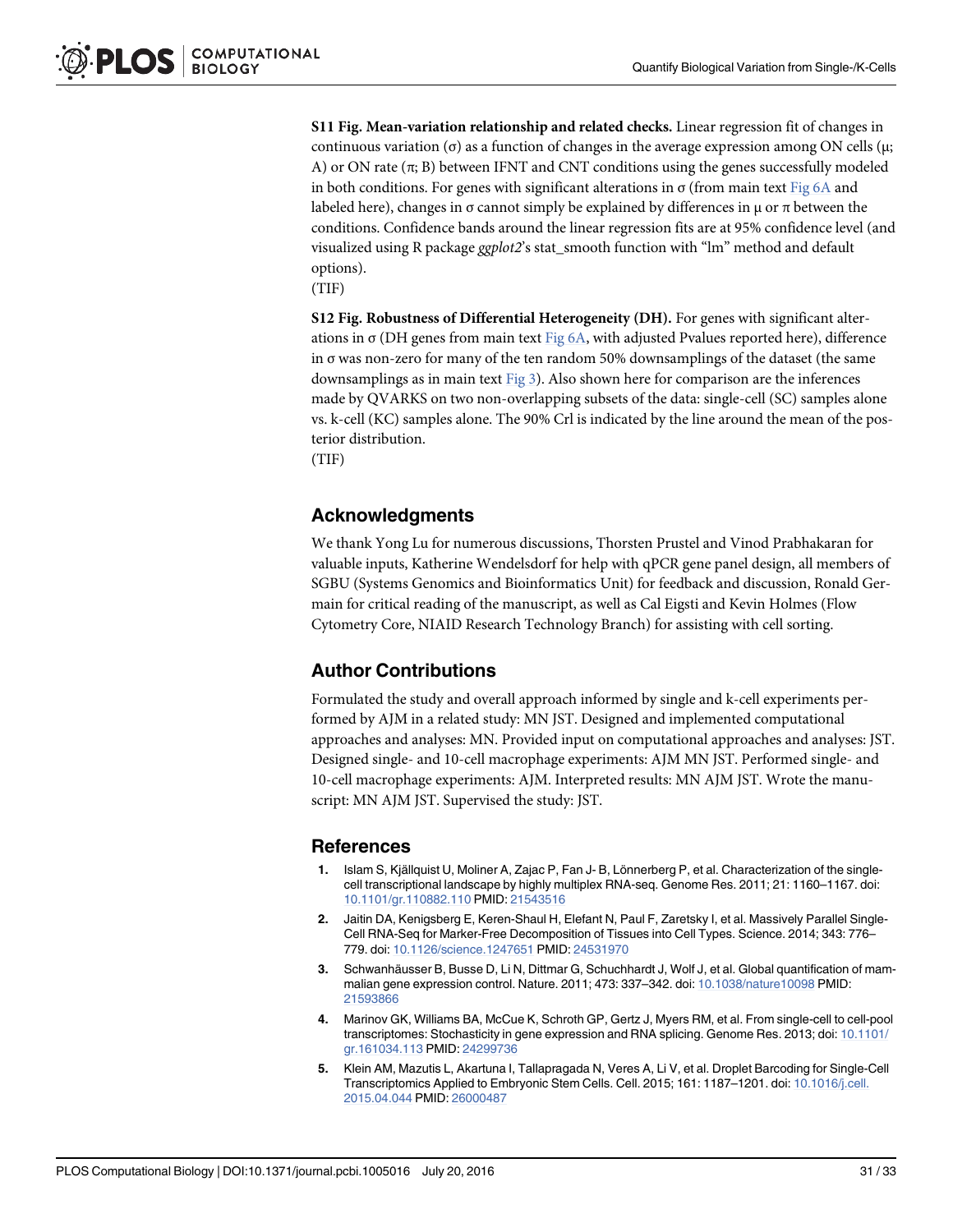**S11 Fig. Mean-variation relationship and related checks.** Linear regression fit of changes in continuous variation ($\sigma$) as a function of changes in the average expression among ON cells ($\mu$; A) or ON rate ($\pi$; B) between IFNT and CNT conditions using the genes successfully modeled in both conditions. For genes with significant alterations in $\sigma$ (from main text Fig 6A and labeled here), changes in $\sigma$ cannot simply be explained by differences in $\mu$ or $\pi$ between the conditions. Confidence bands around the linear regression fits are at 95% confidence level (and visualized using R package *ggplot2*'s stat_smooth function with "lm" method and default options).
(TIF)

**S12 Fig. Robustness of Differential Heterogeneity (DH).** For genes with significant alterations in $\sigma$ (DH genes from main text Fig 6A, with adjusted Pvalues reported here), difference in $\sigma$ was non-zero for many of the ten random 50% downsamplings of the dataset (the same downsamplings as in main text Fig 3). Also shown here for comparison are the inferences made by QVARKS on two non-overlapping subsets of the data: single-cell (SC) samples alone vs. k-cell (KC) samples alone. The 90% CrI is indicated by the line around the mean of the posterior distribution.
(TIF)

## Acknowledgments

We thank Yong Lu for numerous discussions, Thorsten Prustel and Vinod Prabhakaran for valuable inputs, Katherine Wendelsdorf for help with qPCR gene panel design, all members of SGBU (Systems Genomics and Bioinformatics Unit) for feedback and discussion, Ronald Germain for critical reading of the manuscript, as well as Cal Eigsti and Kevin Holmes (Flow Cytometry Core, NIAID Research Technology Branch) for assisting with cell sorting.

## Author Contributions

Formulated the study and overall approach informed by single and k-cell experiments performed by AJM in a related study: MN JST. Designed and implemented computational approaches and analyses: MN. Provided input on computational approaches and analyses: JST. Designed single- and 10-cell macrophage experiments: AJM MN JST. Performed single- and 10-cell macrophage experiments: AJM. Interpreted results: MN AJM JST. Wrote the manuscript: MN AJM JST. Supervised the study: JST.

## References

1. Islam S, Kjällquist U, Moliner A, Zajac P, Fan J- B, Lönnerberg P, et al. Characterization of the single-cell transcriptional landscape by highly multiplex RNA-seq. Genome Res. 2011; 21: 1160–1167. doi: 10.1101/gr.110882.110 PMID: 21543516
2. Jaitin DA, Kenigsberg E, Keren-Shaul H, Elefant N, Paul F, Zaretsky I, et al. Massively Parallel Single-Cell RNA-Seq for Marker-Free Decomposition of Tissues into Cell Types. Science. 2014; 343: 776–779. doi: 10.1126/science.1247651 PMID: 24531970
3. Schwanhäusser B, Busse D, Li N, Dittmar G, Schuchhardt J, Wolf J, et al. Global quantification of mammalian gene expression control. Nature. 2011; 473: 337–342. doi: 10.1038/nature10098 PMID: 21593866
4. Marinov GK, Williams BA, McCue K, Schroth GP, Gertz J, Myers RM, et al. From single-cell to cell-pool transcriptomes: Stochasticity in gene expression and RNA splicing. Genome Res. 2013; doi: 10.1101/gr.161034.113 PMID: 24299736
5. Klein AM, Mazutis L, Akartuna I, Tallapragada N, Veres A, Li V, et al. Droplet Barcoding for Single-Cell Transcriptomics Applied to Embryonic Stem Cells. Cell. 2015; 161: 1187–1201. doi: 10.1016/j.cell.2015.04.044 PMID: 26000487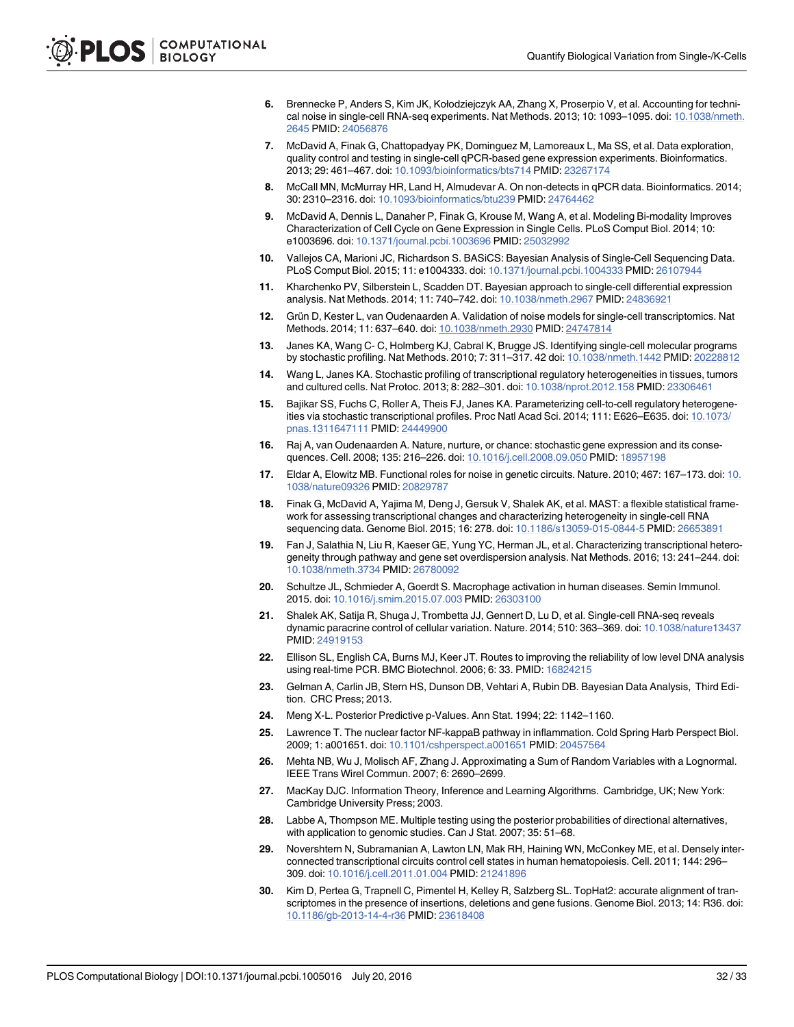6. Brennecke P, Anders S, Kim JK, Kołodziejczyk AA, Zhang X, Proserpio V, et al. Accounting for technical noise in single-cell RNA-seq experiments. Nat Methods. 2013; 10: 1093–1095. doi: 10.1038/nmeth.2645 PMID: 24056876
7. McDavid A, Finak G, Chattopadyay PK, Dominguez M, Lamoreaux L, Ma SS, et al. Data exploration, quality control and testing in single-cell qPCR-based gene expression experiments. Bioinformatics. 2013; 29: 461–467. doi: 10.1093/bioinformatics/bts714 PMID: 23267174
8. McCall MN, McMurray HR, Land H, Almudevar A. On non-detects in qPCR data. Bioinformatics. 2014; 30: 2310–2316. doi: 10.1093/bioinformatics/btu239 PMID: 24764462
9. McDavid A, Dennis L, Danaher P, Finak G, Krouse M, Wang A, et al. Modeling Bi-modality Improves Characterization of Cell Cycle on Gene Expression in Single Cells. PLoS Comput Biol. 2014; 10: e1003696. doi: 10.1371/journal.pcbi.1003696 PMID: 25032992
10. Vallejos CA, Marioni JC, Richardson S. BASiCS: Bayesian Analysis of Single-Cell Sequencing Data. PLoS Comput Biol. 2015; 11: e1004333. doi: 10.1371/journal.pcbi.1004333 PMID: 26107944
11. Kharchenko PV, Silberstein L, Scadden DT. Bayesian approach to single-cell differential expression analysis. Nat Methods. 2014; 11: 740–742. doi: 10.1038/nmeth.2967 PMID: 24836921
12. Grün D, Kester L, van Oudenaarden A. Validation of noise models for single-cell transcriptomics. Nat Methods. 2014; 11: 637–640. doi: 10.1038/nmeth.2930 PMID: 24747814
13. Janes KA, Wang C- C, Holmberg KJ, Cabral K, Brugge JS. Identifying single-cell molecular programs by stochastic profiling. Nat Methods. 2010; 7: 311–317. 42 doi: 10.1038/nmeth.1442 PMID: 20228812
14. Wang L, Janes KA. Stochastic profiling of transcriptional regulatory heterogeneities in tissues, tumors and cultured cells. Nat Protoc. 2013; 8: 282–301. doi: 10.1038/nprot.2012.158 PMID: 23306461
15. Bajikar SS, Fuchs C, Roller A, Theis FJ, Janes KA. Parameterizing cell-to-cell regulatory heterogeneities via stochastic transcriptional profiles. Proc Natl Acad Sci. 2014; 111: E626–E635. doi: 10.1073/pnas.1311647111 PMID: 24449900
16. Raj A, van Oudenaarden A. Nature, nurture, or chance: stochastic gene expression and its consequences. Cell. 2008; 135: 216–226. doi: 10.1016/j.cell.2008.09.050 PMID: 18957198
17. Eldar A, Elowitz MB. Functional roles for noise in genetic circuits. Nature. 2010; 467: 167–173. doi: 10.1038/nature09326 PMID: 20829787
18. Finak G, McDavid A, Yajima M, Deng J, Gersuk V, Shalek AK, et al. MAST: a flexible statistical framework for assessing transcriptional changes and characterizing heterogeneity in single-cell RNA sequencing data. Genome Biol. 2015; 16: 278. doi: 10.1186/s13059-015-0844-5 PMID: 26653891
19. Fan J, Salathia N, Liu R, Kaeser GE, Yung YC, Herman JL, et al. Characterizing transcriptional heterogeneity through pathway and gene set overdispersion analysis. Nat Methods. 2016; 13: 241–244. doi: 10.1038/nmeth.3734 PMID: 26780092
20. Schultze JL, Schmieder A, Goerdt S. Macrophage activation in human diseases. Semin Immunol. 2015. doi: 10.1016/j.smim.2015.07.003 PMID: 26303100
21. Shalek AK, Satija R, Shuga J, Trombetta JJ, Gennert D, Lu D, et al. Single-cell RNA-seq reveals dynamic paracrine control of cellular variation. Nature. 2014; 510: 363–369. doi: 10.1038/nature13437 PMID: 24919153
22. Ellison SL, English CA, Burns MJ, Keer JT. Routes to improving the reliability of low level DNA analysis using real-time PCR. BMC Biotechnol. 2006; 6: 33. PMID: 16824215
23. Gelman A, Carlin JB, Stern HS, Dunson DB, Vehtari A, Rubin DB. Bayesian Data Analysis, Third Edition. CRC Press; 2013.
24. Meng X-L. Posterior Predictive p-Values. Ann Stat. 1994; 22: 1142–1160.
25. Lawrence T. The nuclear factor NF-kappaB pathway in inflammation. Cold Spring Harb Perspect Biol. 2009; 1: a001651. doi: 10.1101/cshperspect.a001651 PMID: 20457564
26. Mehta NB, Wu J, Molisch AF, Zhang J. Approximating a Sum of Random Variables with a Lognormal. IEEE Trans Wirel Commun. 2007; 6: 2690–2699.
27. MacKay DJC. Information Theory, Inference and Learning Algorithms. Cambridge, UK; New York: Cambridge University Press; 2003.
28. Labbe A, Thompson ME. Multiple testing using the posterior probabilities of directional alternatives, with application to genomic studies. Can J Stat. 2007; 35: 51–68.
29. Novershtern N, Subramanian A, Lawton LN, Mak RH, Haining WN, McConkey ME, et al. Densely interconnected transcriptional circuits control cell states in human hematopoiesis. Cell. 2011; 144: 296–309. doi: 10.1016/j.cell.2011.01.004 PMID: 21241896
30. Kim D, Pertea G, Trapnell C, Pimentel H, Kelley R, Salzberg SL. TopHat2: accurate alignment of transcriptomes in the presence of insertions, deletions and gene fusions. Genome Biol. 2013; 14: R36. doi: 10.1186/gb-2013-14-4-r36 PMID: 23618408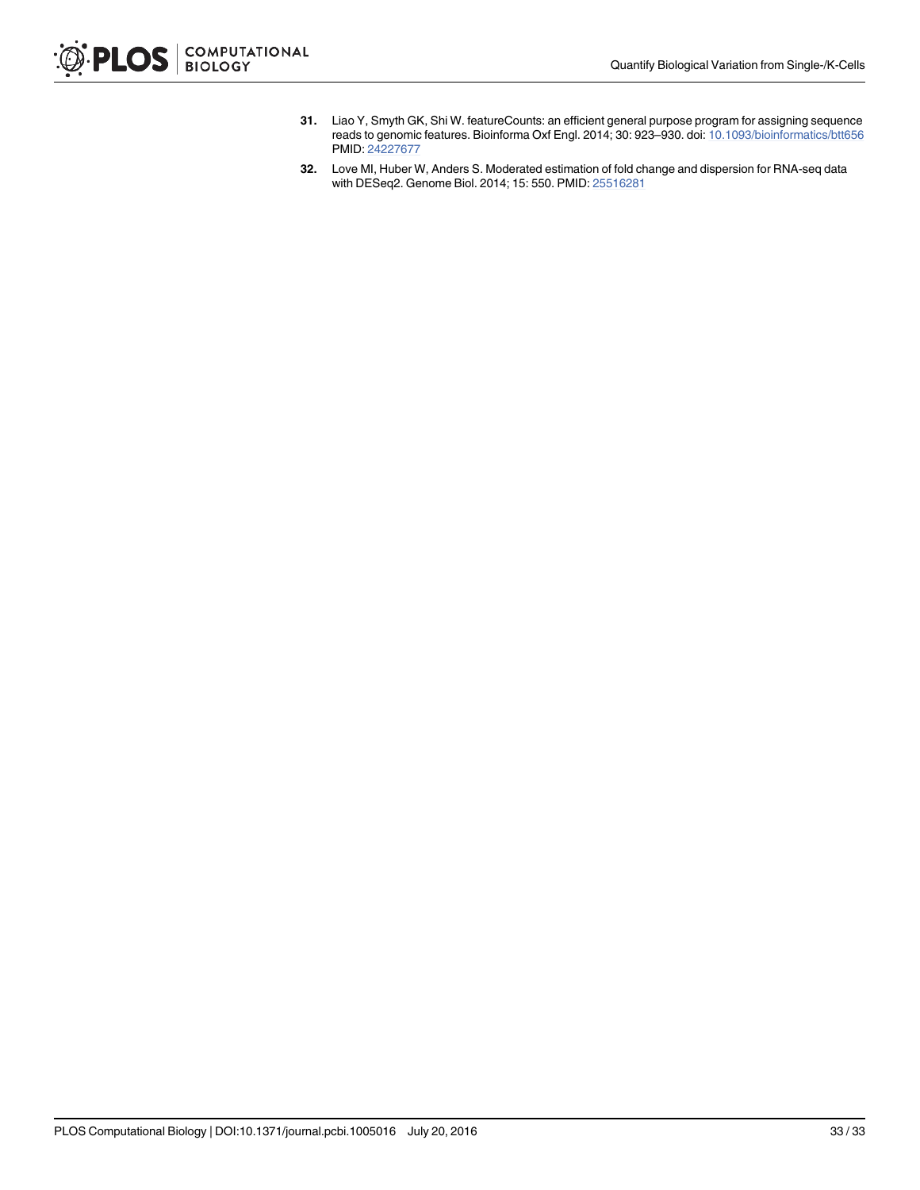31. Liao Y, Smyth GK, Shi W. featureCounts: an efficient general purpose program for assigning sequence reads to genomic features. Bioinforma Oxf Engl. 2014; 30: 923–930. doi: 10.1093/bioinformatics/btt656 PMID: 24227677

32. Love MI, Huber W, Anders S. Moderated estimation of fold change and dispersion for RNA-seq data with DESeq2. Genome Biol. 2014; 15: 550. PMID: 25516281